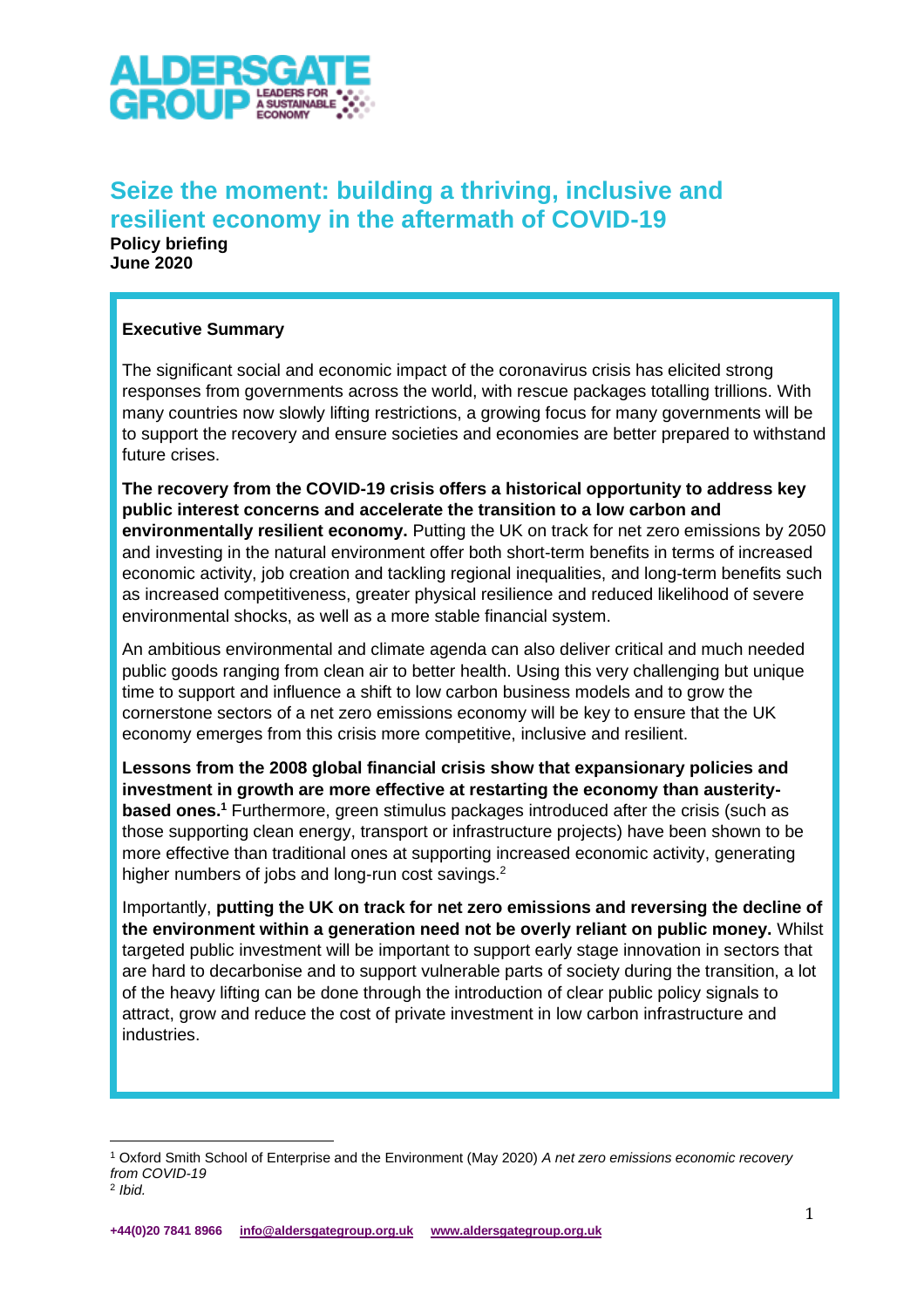# Seize the moment: building a thriving, inclusive and resilient economy in the aftermath of COVID-19

**Policy briefing**
**June 2020**

## Executive Summary

The significant social and economic impact of the coronavirus crisis has elicited strong responses from governments across the world, with rescue packages totalling trillions. With many countries now slowly lifting restrictions, a growing focus for many governments will be to support the recovery and ensure societies and economies are better prepared to withstand future crises.

**The recovery from the COVID-19 crisis offers a historical opportunity to address key public interest concerns and accelerate the transition to a low carbon and environmentally resilient economy.** Putting the UK on track for net zero emissions by 2050 and investing in the natural environment offer both short-term benefits in terms of increased economic activity, job creation and tackling regional inequalities, and long-term benefits such as increased competitiveness, greater physical resilience and reduced likelihood of severe environmental shocks, as well as a more stable financial system.

An ambitious environmental and climate agenda can also deliver critical and much needed public goods ranging from clean air to better health. Using this very challenging but unique time to support and influence a shift to low carbon business models and to grow the cornerstone sectors of a net zero emissions economy will be key to ensure that the UK economy emerges from this crisis more competitive, inclusive and resilient.

**Lessons from the 2008 global financial crisis show that expansionary policies and investment in growth are more effective at restarting the economy than austerity-based ones.[1]** Furthermore, green stimulus packages introduced after the crisis (such as those supporting clean energy, transport or infrastructure projects) have been shown to be more effective than traditional ones at supporting increased economic activity, generating higher numbers of jobs and long-run cost savings.[2]

Importantly, **putting the UK on track for net zero emissions and reversing the decline of the environment within a generation need not be overly reliant on public money.** Whilst targeted public investment will be important to support early stage innovation in sectors that are hard to decarbonise and to support vulnerable parts of society during the transition, a lot of the heavy lifting can be done through the introduction of clear public policy signals to attract, grow and reduce the cost of private investment in low carbon infrastructure and industries.

---

[1] Oxford Smith School of Enterprise and the Environment (May 2020) *A net zero emissions economic recovery from COVID-19*

[2] *Ibid.*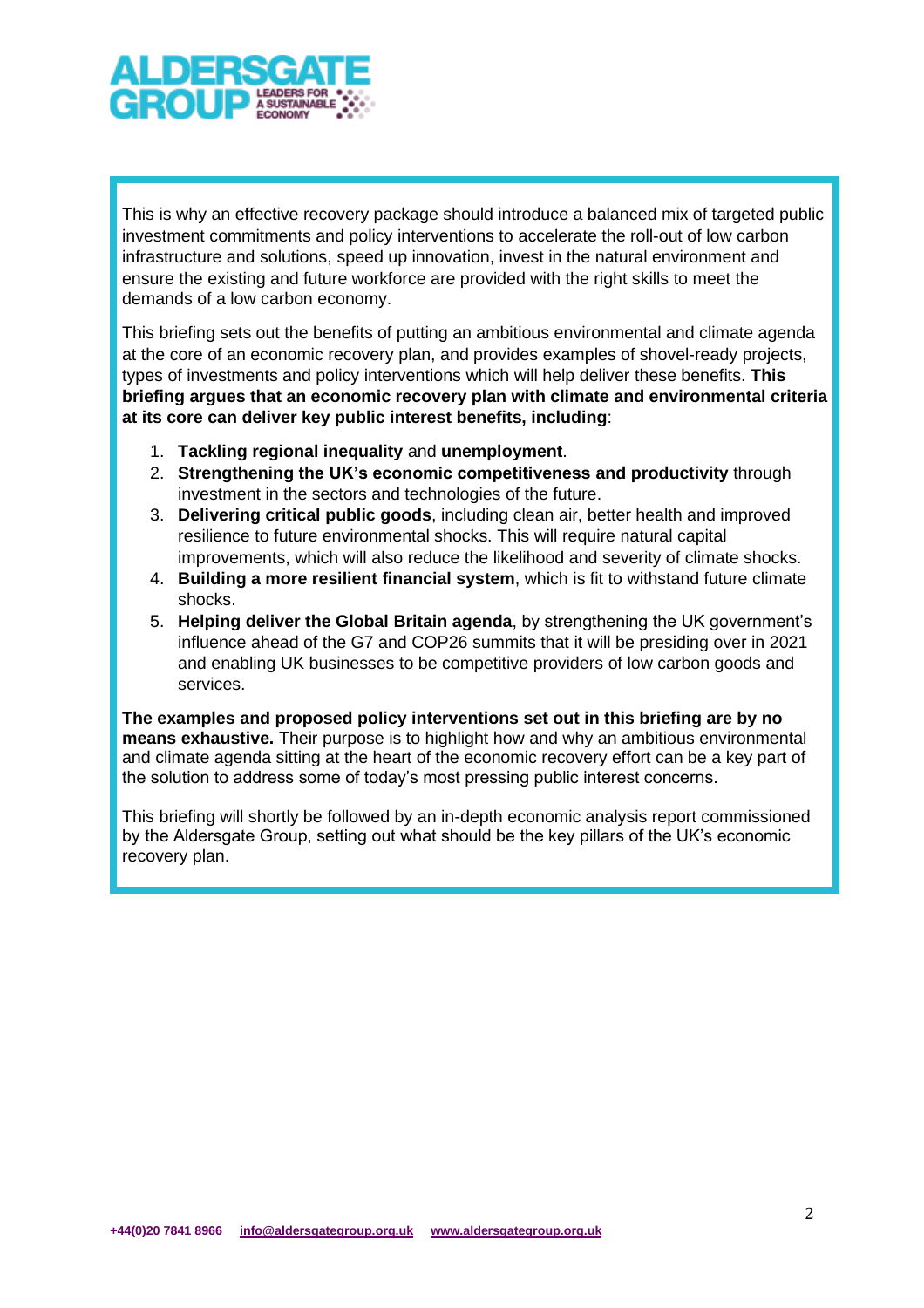This is why an effective recovery package should introduce a balanced mix of targeted public investment commitments and policy interventions to accelerate the roll-out of low carbon infrastructure and solutions, speed up innovation, invest in the natural environment and ensure the existing and future workforce are provided with the right skills to meet the demands of a low carbon economy.

This briefing sets out the benefits of putting an ambitious environmental and climate agenda at the core of an economic recovery plan, and provides examples of shovel-ready projects, types of investments and policy interventions which will help deliver these benefits. **This briefing argues that an economic recovery plan with climate and environmental criteria at its core can deliver key public interest benefits, including**:

1. **Tackling regional inequality** and **unemployment**.
2. **Strengthening the UK's economic competitiveness and productivity** through investment in the sectors and technologies of the future.
3. **Delivering critical public goods**, including clean air, better health and improved resilience to future environmental shocks. This will require natural capital improvements, which will also reduce the likelihood and severity of climate shocks.
4. **Building a more resilient financial system**, which is fit to withstand future climate shocks.
5. **Helping deliver the Global Britain agenda**, by strengthening the UK government's influence ahead of the G7 and COP26 summits that it will be presiding over in 2021 and enabling UK businesses to be competitive providers of low carbon goods and services.

**The examples and proposed policy interventions set out in this briefing are by no means exhaustive.** Their purpose is to highlight how and why an ambitious environmental and climate agenda sitting at the heart of the economic recovery effort can be a key part of the solution to address some of today's most pressing public interest concerns.

This briefing will shortly be followed by an in-depth economic analysis report commissioned by the Aldersgate Group, setting out what should be the key pillars of the UK's economic recovery plan.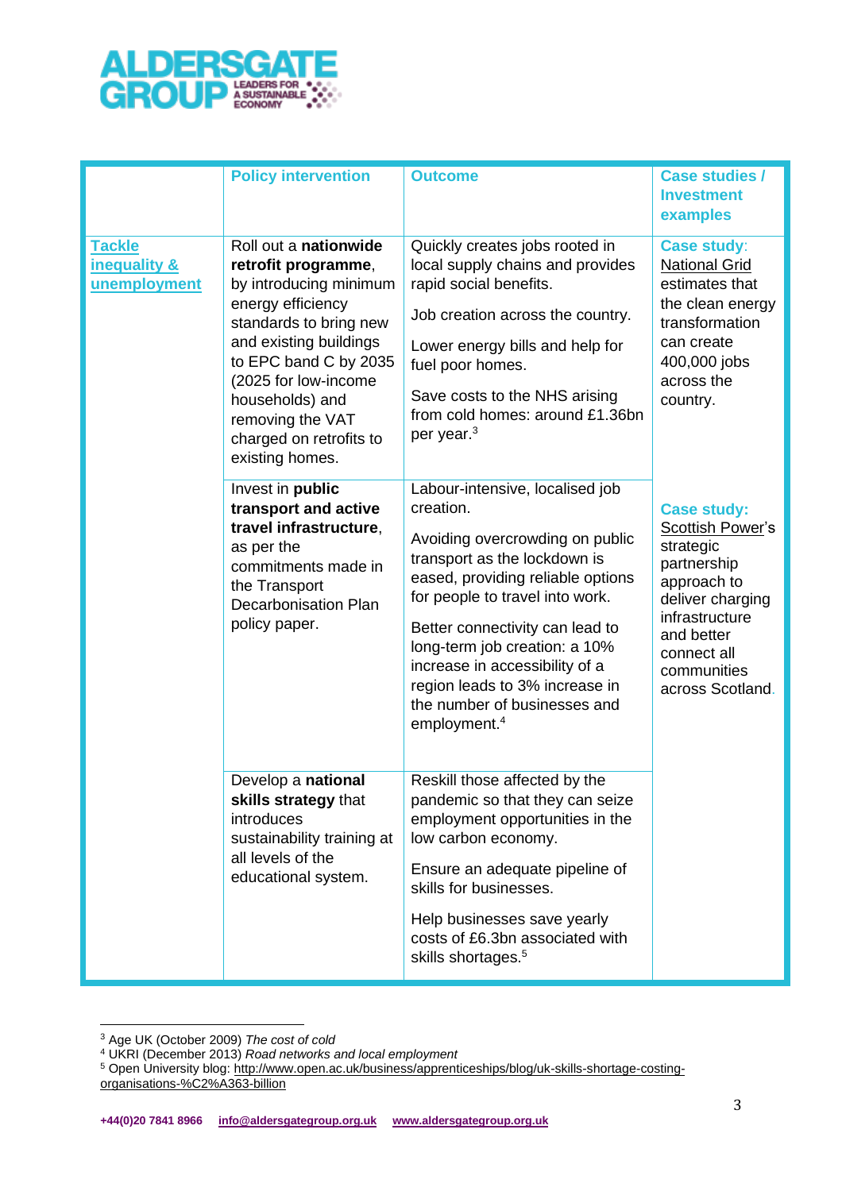| | Policy intervention | Outcome | Case studies / Investment examples |
|---|---|---|---|
| Tackle inequality & unemployment | Roll out a **nationwide retrofit programme**, by introducing minimum energy efficiency standards to bring new and existing buildings to EPC band C by 2035 (2025 for low-income households) and removing the VAT charged on retrofits to existing homes. | Quickly creates jobs rooted in local supply chains and provides rapid social benefits.<br><br>Job creation across the country.<br><br>Lower energy bills and help for fuel poor homes.<br><br>Save costs to the NHS arising from cold homes: around £1.36bn per year.[3] | **Case study**: National Grid estimates that the clean energy transformation can create 400,000 jobs across the country. |
| | Invest in **public transport and active travel infrastructure**, as per the commitments made in the Transport Decarbonisation Plan policy paper. | Labour-intensive, localised job creation.<br><br>Avoiding overcrowding on public transport as the lockdown is eased, providing reliable options for people to travel into work.<br><br>Better connectivity can lead to long-term job creation: a 10% increase in accessibility of a region leads to 3% increase in the number of businesses and employment.[4] | **Case study:** Scottish Power's strategic partnership approach to deliver charging infrastructure and better connect all communities across Scotland. |
| | Develop a **national skills strategy** that introduces sustainability training at all levels of the educational system. | Reskill those affected by the pandemic so that they can seize employment opportunities in the low carbon economy.<br><br>Ensure an adequate pipeline of skills for businesses.<br><br>Help businesses save yearly costs of £6.3bn associated with skills shortages.[5] | |

[3] Age UK (October 2009) *The cost of cold*

[4] UKRI (December 2013) *Road networks and local employment*

[5] Open University blog: http://www.open.ac.uk/business/apprenticeships/blog/uk-skills-shortage-costing-organisations-%C2%A363-billion

+44(0)20 7841 8966 info@aldersgategroup.org.uk www.aldersgategroup.org.uk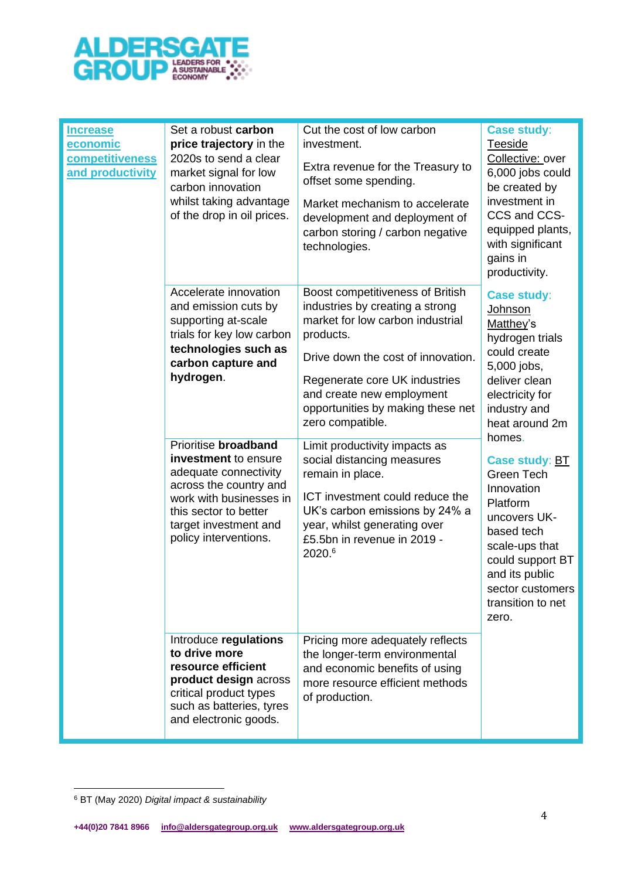| | | | |
|---|---|---|---|
| **Increase economic competitiveness and productivity** | Set a robust **carbon price trajectory** in the 2020s to send a clear market signal for low carbon innovation whilst taking advantage of the drop in oil prices. | Cut the cost of low carbon investment.<br><br>Extra revenue for the Treasury to offset some spending.<br><br>Market mechanism to accelerate development and deployment of carbon storing / carbon negative technologies. | **Case study**: Teeside Collective: over 6,000 jobs could be created by investment in CCS and CCS-equipped plants, with significant gains in productivity. |
| | Accelerate innovation and emission cuts by supporting at-scale trials for key low carbon **technologies such as carbon capture and hydrogen**. | Boost competitiveness of British industries by creating a strong market for low carbon industrial products.<br><br>Drive down the cost of innovation.<br><br>Regenerate core UK industries and create new employment opportunities by making these net zero compatible. | **Case study**: Johnson Matthey's hydrogen trials could create 5,000 jobs, deliver clean electricity for industry and heat around 2m homes.<br><br>**Case study**: BT Green Tech Innovation Platform uncovers UK-based tech scale-ups that could support BT and its public sector customers transition to net zero. |
| | Prioritise **broadband investment** to ensure adequate connectivity across the country and work with businesses in this sector to better target investment and policy interventions. | Limit productivity impacts as social distancing measures remain in place.<br><br>ICT investment could reduce the UK's carbon emissions by 24% a year, whilst generating over £5.5bn in revenue in 2019 - 2020.[6] | |
| | Introduce **regulations to drive more resource efficient product design** across critical product types such as batteries, tyres and electronic goods. | Pricing more adequately reflects the longer-term environmental and economic benefits of using more resource efficient methods of production. | |

[6] BT (May 2020) *Digital impact & sustainability*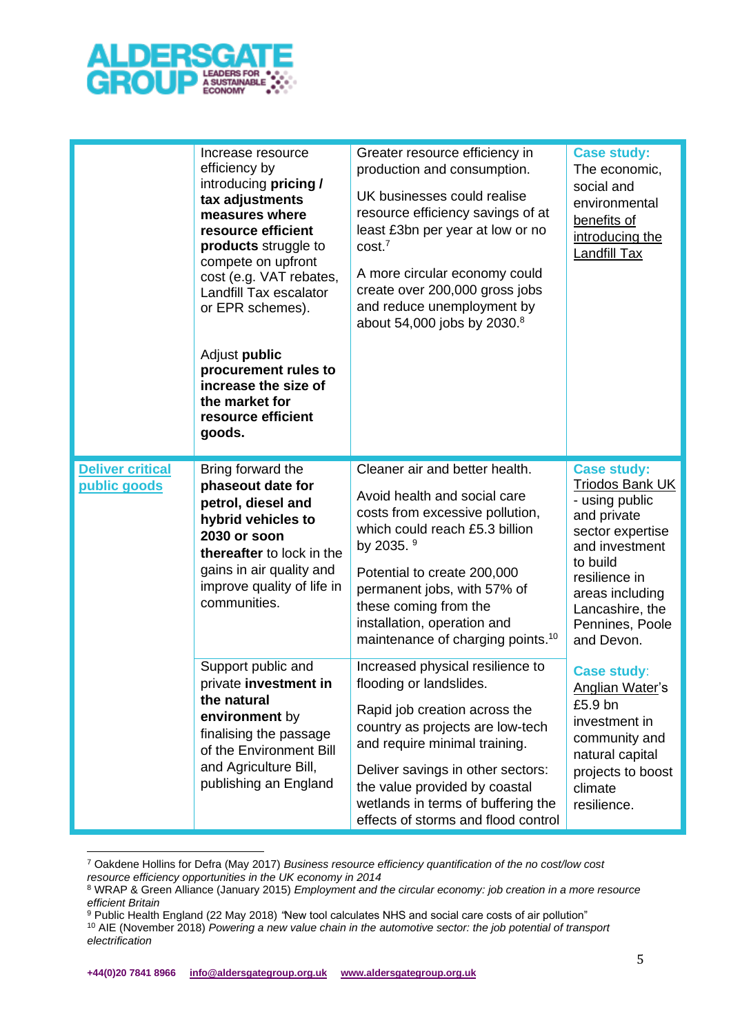| | | | |
|---|---|---|---|
| | Increase resource efficiency by introducing **pricing / tax adjustments measures where resource efficient products** struggle to compete on upfront cost (e.g. VAT rebates, Landfill Tax escalator or EPR schemes).<br><br>Adjust **public procurement rules to increase the size of the market for resource efficient goods.** | Greater resource efficiency in production and consumption.<br><br>UK businesses could realise resource efficiency savings of at least £3bn per year at low or no cost.[7]<br><br>A more circular economy could create over 200,000 gross jobs and reduce unemployment by about 54,000 jobs by 2030.[8] | **Case study:** The economic, social and environmental benefits of introducing the Landfill Tax |
| **Deliver critical public goods** | Bring forward the **phaseout date for petrol, diesel and hybrid vehicles to 2030 or soon thereafter** to lock in the gains in air quality and improve quality of life in communities. | Cleaner air and better health.<br><br>Avoid health and social care costs from excessive pollution, which could reach £5.3 billion by 2035. [9]<br><br>Potential to create 200,000 permanent jobs, with 57% of these coming from the installation, operation and maintenance of charging points.[10] | **Case study:** Triodos Bank UK - using public and private sector expertise and investment to build resilience in areas including Lancashire, the Pennines, Poole and Devon. |
| | Support public and private **investment in the natural environment** by finalising the passage of the Environment Bill and Agriculture Bill, publishing an England | Increased physical resilience to flooding or landslides.<br><br>Rapid job creation across the country as projects are low-tech and require minimal training.<br><br>Deliver savings in other sectors: the value provided by coastal wetlands in terms of buffering the effects of storms and flood control | **Case study**: Anglian Water's £5.9 bn investment in community and natural capital projects to boost climate resilience. |

[7] Oakdene Hollins for Defra (May 2017) *Business resource efficiency quantification of the no cost/low cost resource efficiency opportunities in the UK economy in 2014*

[8] WRAP & Green Alliance (January 2015) *Employment and the circular economy: job creation in a more resource efficient Britain*

[9] Public Health England (22 May 2018) "New tool calculates NHS and social care costs of air pollution"

[10] AIE (November 2018) *Powering a new value chain in the automotive sector: the job potential of transport electrification*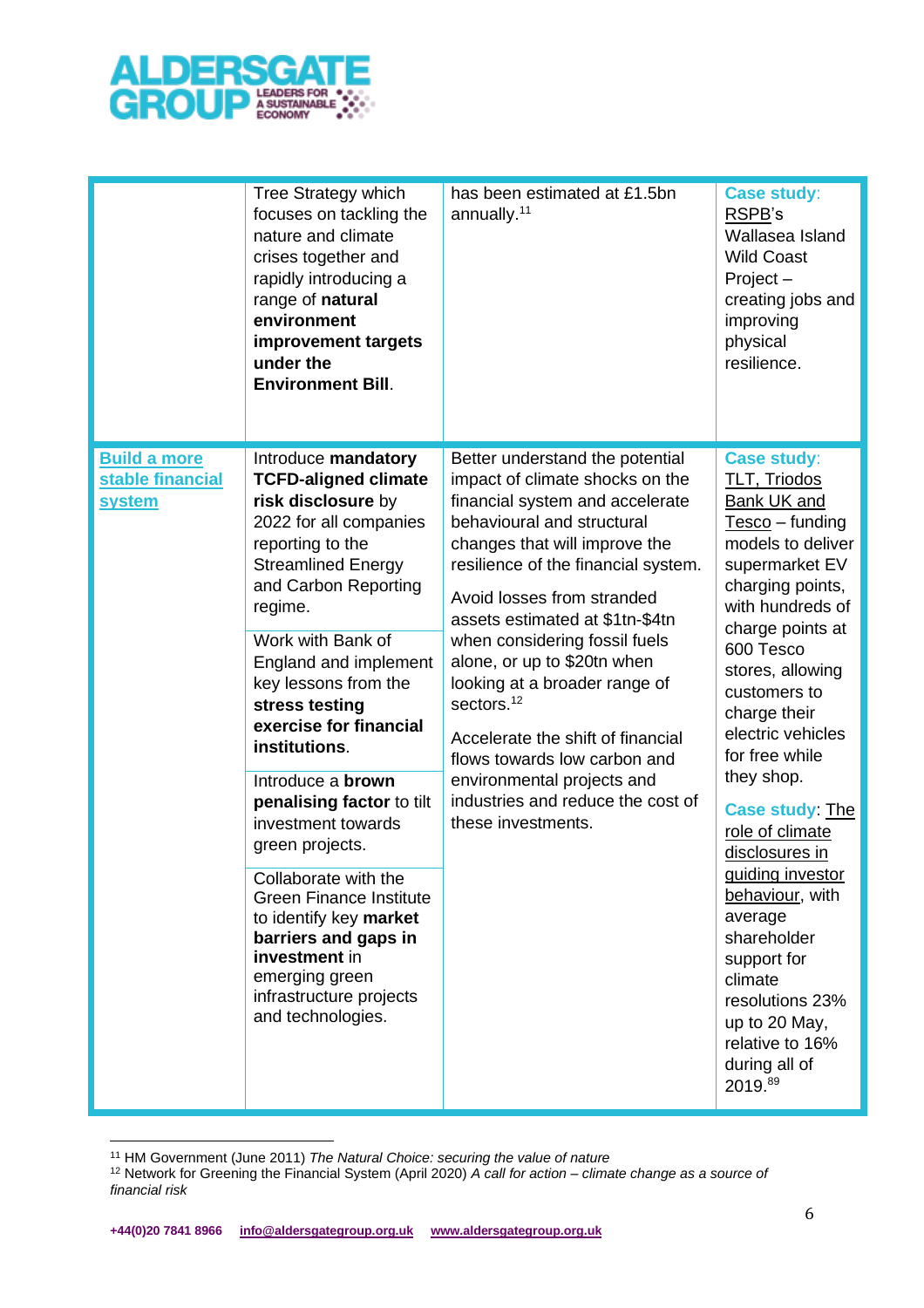| | | | |
|---|---|---|---|
| | Tree Strategy which focuses on tackling the nature and climate crises together and rapidly introducing a range of **natural environment improvement targets under the Environment Bill**. | has been estimated at £1.5bn annually.[11] | **Case study**: RSPB's Wallasea Island Wild Coast Project – creating jobs and improving physical resilience. |
| **Build a more stable financial system** | Introduce **mandatory TCFD-aligned climate risk disclosure** by 2022 for all companies reporting to the Streamlined Energy and Carbon Reporting regime.<br><br>Work with Bank of England and implement key lessons from the **stress testing exercise for financial institutions**.<br><br>Introduce a **brown penalising factor** to tilt investment towards green projects.<br><br>Collaborate with the Green Finance Institute to identify key **market barriers and gaps in investment** in emerging green infrastructure projects and technologies. | Better understand the potential impact of climate shocks on the financial system and accelerate behavioural and structural changes that will improve the resilience of the financial system.<br><br>Avoid losses from stranded assets estimated at $1tn-$4tn when considering fossil fuels alone, or up to $20tn when looking at a broader range of sectors.[12]<br><br>Accelerate the shift of financial flows towards low carbon and environmental projects and industries and reduce the cost of these investments. | **Case study**: TLT, Triodos Bank UK and Tesco – funding models to deliver supermarket EV charging points, with hundreds of charge points at 600 Tesco stores, allowing customers to charge their electric vehicles for free while they shop.<br><br>**Case study**: The role of climate disclosures in guiding investor behaviour, with average shareholder support for climate resolutions 23% up to 20 May, relative to 16% during all of 2019.[89] |

[11] HM Government (June 2011) *The Natural Choice: securing the value of nature*

[12] Network for Greening the Financial System (April 2020) *A call for action – climate change as a source of financial risk*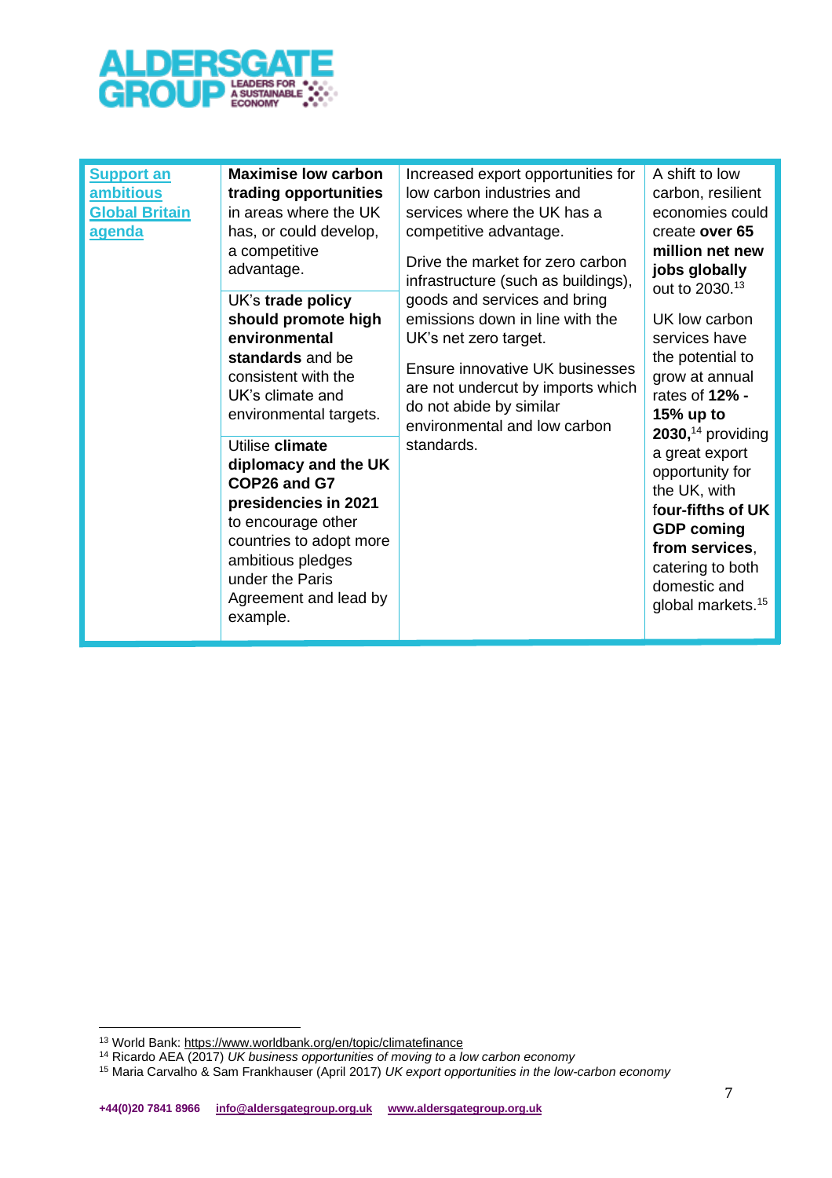| | | | |
|---|---|---|---|
| **Support an ambitious Global Britain agenda** | **Maximise low carbon trading opportunities** in areas where the UK has, or could develop, a competitive advantage.<br><br>UK's **trade policy should promote high environmental standards** and be consistent with the UK's climate and environmental targets.<br><br>Utilise **climate diplomacy and the UK COP26 and G7 presidencies in 2021** to encourage other countries to adopt more ambitious pledges under the Paris Agreement and lead by example. | Increased export opportunities for low carbon industries and services where the UK has a competitive advantage.<br><br>Drive the market for zero carbon infrastructure (such as buildings), goods and services and bring emissions down in line with the UK's net zero target.<br><br>Ensure innovative UK businesses are not undercut by imports which do not abide by similar environmental and low carbon standards. | A shift to low carbon, resilient economies could create **over 65 million net new jobs globally** out to 2030.[13]<br><br>UK low carbon services have the potential to grow at annual rates of **12% - 15% up to 2030,**[14] providing a great export opportunity for the UK, with **four-fifths of UK GDP coming from services**, catering to both domestic and global markets.[15] |

[13] World Bank: https://www.worldbank.org/en/topic/climatefinance

[14] Ricardo AEA (2017) *UK business opportunities of moving to a low carbon economy*

[15] Maria Carvalho & Sam Frankhauser (April 2017) *UK export opportunities in the low-carbon economy*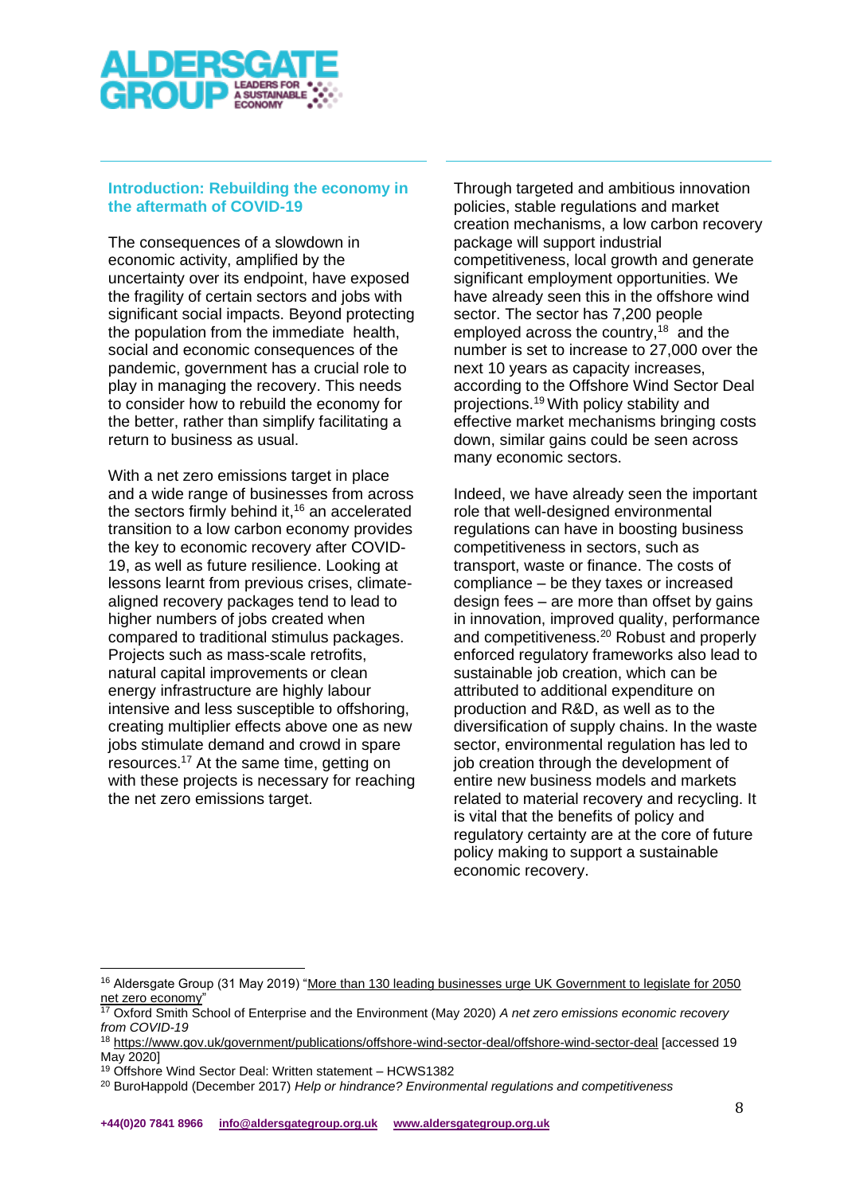## Introduction: Rebuilding the economy in the aftermath of COVID-19

The consequences of a slowdown in economic activity, amplified by the uncertainty over its endpoint, have exposed the fragility of certain sectors and jobs with significant social impacts. Beyond protecting the population from the immediate health, social and economic consequences of the pandemic, government has a crucial role to play in managing the recovery. This needs to consider how to rebuild the economy for the better, rather than simplify facilitating a return to business as usual.

With a net zero emissions target in place and a wide range of businesses from across the sectors firmly behind it,[16] an accelerated transition to a low carbon economy provides the key to economic recovery after COVID-19, as well as future resilience. Looking at lessons learnt from previous crises, climate-aligned recovery packages tend to lead to higher numbers of jobs created when compared to traditional stimulus packages. Projects such as mass-scale retrofits, natural capital improvements or clean energy infrastructure are highly labour intensive and less susceptible to offshoring, creating multiplier effects above one as new jobs stimulate demand and crowd in spare resources.[17] At the same time, getting on with these projects is necessary for reaching the net zero emissions target.

Through targeted and ambitious innovation policies, stable regulations and market creation mechanisms, a low carbon recovery package will support industrial competitiveness, local growth and generate significant employment opportunities. We have already seen this in the offshore wind sector. The sector has 7,200 people employed across the country,[18] and the number is set to increase to 27,000 over the next 10 years as capacity increases, according to the Offshore Wind Sector Deal projections.[19] With policy stability and effective market mechanisms bringing costs down, similar gains could be seen across many economic sectors.

Indeed, we have already seen the important role that well-designed environmental regulations can have in boosting business competitiveness in sectors, such as transport, waste or finance. The costs of compliance – be they taxes or increased design fees – are more than offset by gains in innovation, improved quality, performance and competitiveness.[20] Robust and properly enforced regulatory frameworks also lead to sustainable job creation, which can be attributed to additional expenditure on production and R&D, as well as to the diversification of supply chains. In the waste sector, environmental regulation has led to job creation through the development of entire new business models and markets related to material recovery and recycling. It is vital that the benefits of policy and regulatory certainty are at the core of future policy making to support a sustainable economic recovery.

---

[16] Aldersgate Group (31 May 2019) "More than 130 leading businesses urge UK Government to legislate for 2050 net zero economy"

[17] Oxford Smith School of Enterprise and the Environment (May 2020) *A net zero emissions economic recovery from COVID-19*

[18] https://www.gov.uk/government/publications/offshore-wind-sector-deal/offshore-wind-sector-deal [accessed 19 May 2020]

[19] Offshore Wind Sector Deal: Written statement – HCWS1382

[20] BuroHappold (December 2017) *Help or hindrance? Environmental regulations and competitiveness*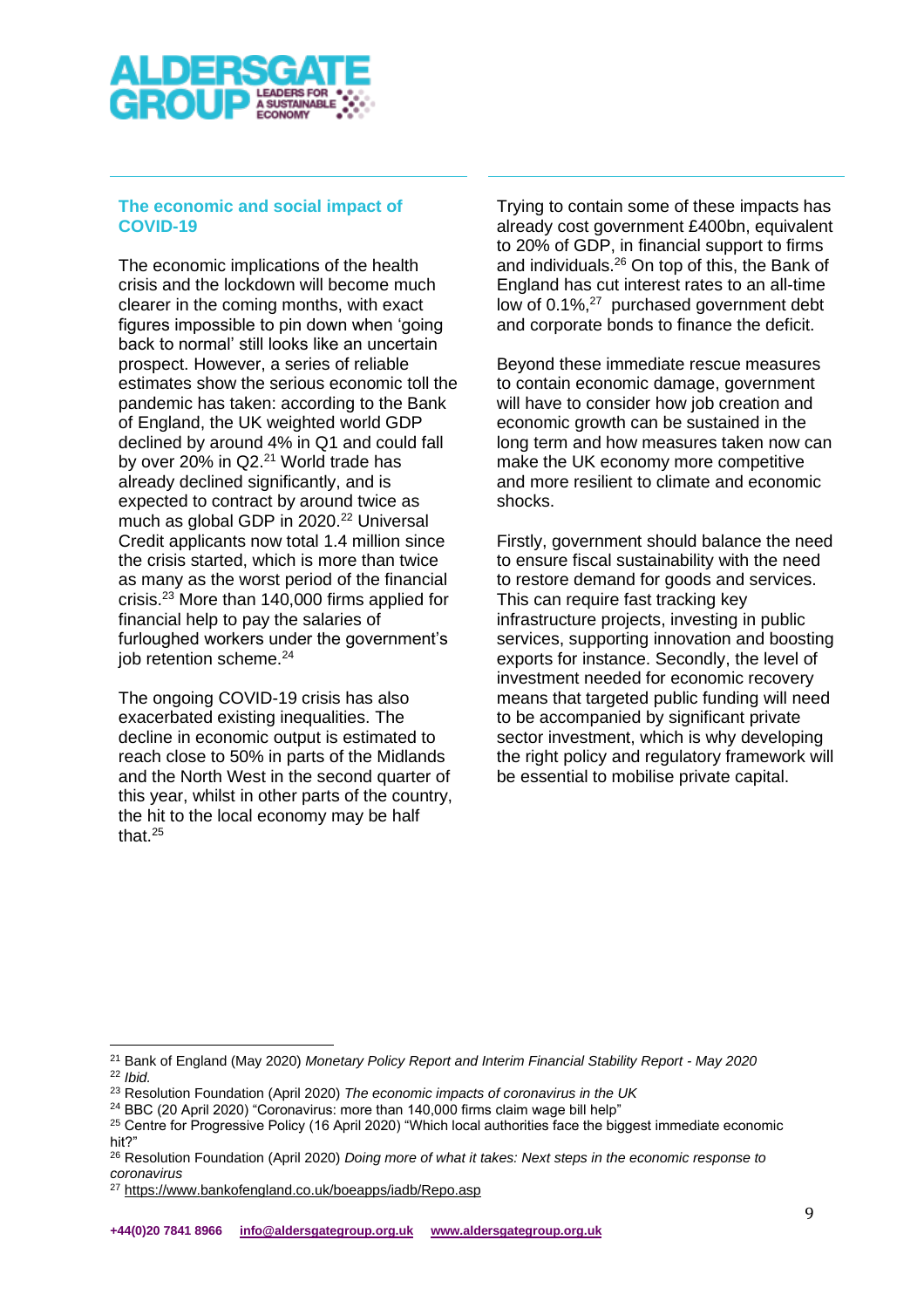## The economic and social impact of COVID-19

The economic implications of the health crisis and the lockdown will become much clearer in the coming months, with exact figures impossible to pin down when 'going back to normal' still looks like an uncertain prospect. However, a series of reliable estimates show the serious economic toll the pandemic has taken: according to the Bank of England, the UK weighted world GDP declined by around 4% in Q1 and could fall by over 20% in Q2.[21] World trade has already declined significantly, and is expected to contract by around twice as much as global GDP in 2020.[22] Universal Credit applicants now total 1.4 million since the crisis started, which is more than twice as many as the worst period of the financial crisis.[23] More than 140,000 firms applied for financial help to pay the salaries of furloughed workers under the government's job retention scheme.[24]

The ongoing COVID-19 crisis has also exacerbated existing inequalities. The decline in economic output is estimated to reach close to 50% in parts of the Midlands and the North West in the second quarter of this year, whilst in other parts of the country, the hit to the local economy may be half that.[25]

Trying to contain some of these impacts has already cost government £400bn, equivalent to 20% of GDP, in financial support to firms and individuals.[26] On top of this, the Bank of England has cut interest rates to an all-time low of 0.1%,[27] purchased government debt and corporate bonds to finance the deficit.

Beyond these immediate rescue measures to contain economic damage, government will have to consider how job creation and economic growth can be sustained in the long term and how measures taken now can make the UK economy more competitive and more resilient to climate and economic shocks.

Firstly, government should balance the need to ensure fiscal sustainability with the need to restore demand for goods and services. This can require fast tracking key infrastructure projects, investing in public services, supporting innovation and boosting exports for instance. Secondly, the level of investment needed for economic recovery means that targeted public funding will need to be accompanied by significant private sector investment, which is why developing the right policy and regulatory framework will be essential to mobilise private capital.

---

[21] Bank of England (May 2020) *Monetary Policy Report and Interim Financial Stability Report - May 2020*
[22] *Ibid.*
[23] Resolution Foundation (April 2020) *The economic impacts of coronavirus in the UK*
[24] BBC (20 April 2020) "Coronavirus: more than 140,000 firms claim wage bill help"
[25] Centre for Progressive Policy (16 April 2020) "Which local authorities face the biggest immediate economic hit?"
[26] Resolution Foundation (April 2020) *Doing more of what it takes: Next steps in the economic response to coronavirus*
[27] https://www.bankofengland.co.uk/boeapps/iadb/Repo.asp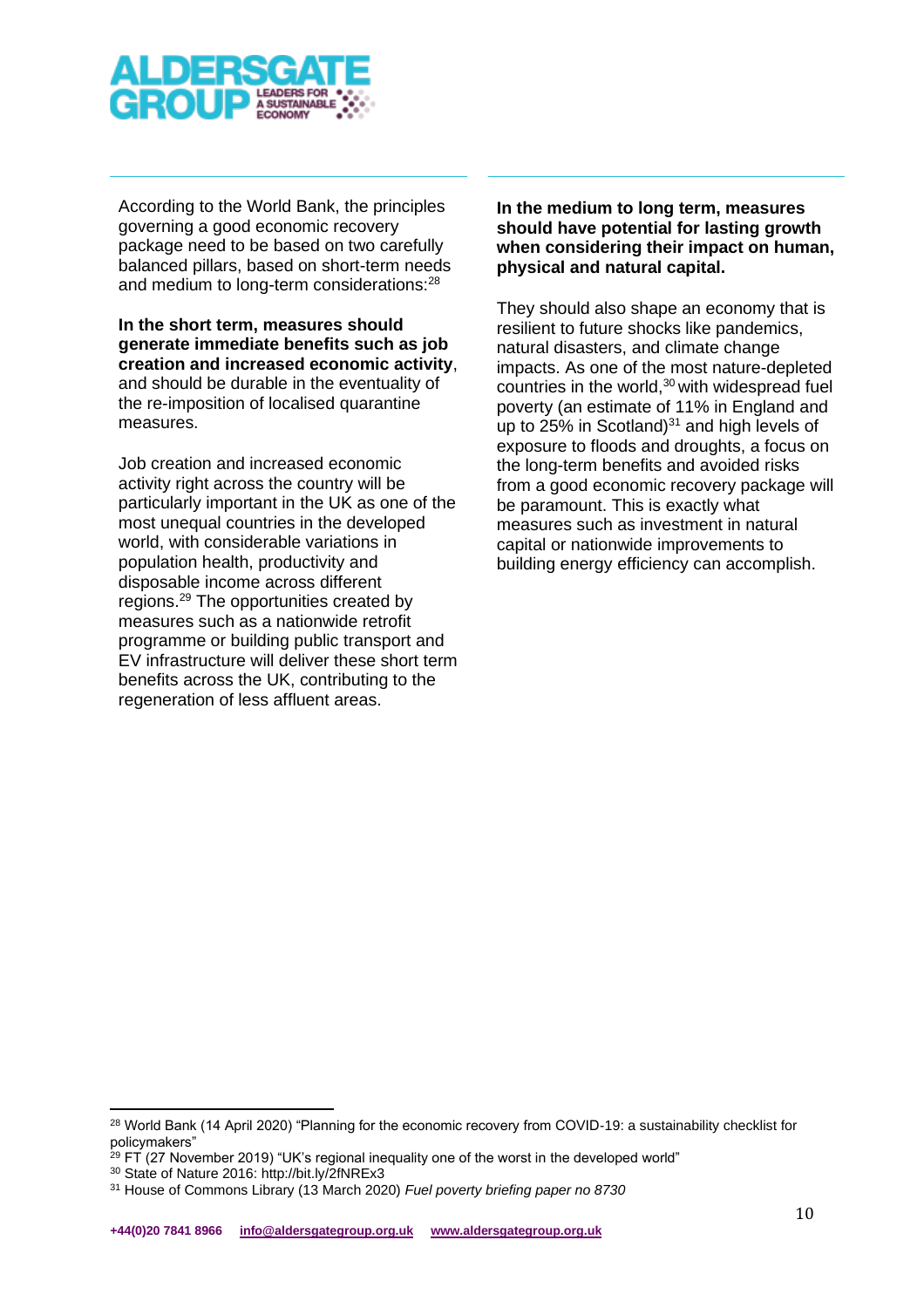According to the World Bank, the principles governing a good economic recovery package need to be based on two carefully balanced pillars, based on short-term needs and medium to long-term considerations:[28]

**In the short term, measures should generate immediate benefits such as job creation and increased economic activity**, and should be durable in the eventuality of the re-imposition of localised quarantine measures.

Job creation and increased economic activity right across the country will be particularly important in the UK as one of the most unequal countries in the developed world, with considerable variations in population health, productivity and disposable income across different regions.[29] The opportunities created by measures such as a nationwide retrofit programme or building public transport and EV infrastructure will deliver these short term benefits across the UK, contributing to the regeneration of less affluent areas.

**In the medium to long term, measures should have potential for lasting growth when considering their impact on human, physical and natural capital.**

They should also shape an economy that is resilient to future shocks like pandemics, natural disasters, and climate change impacts. As one of the most nature-depleted countries in the world,[30] with widespread fuel poverty (an estimate of 11% in England and up to 25% in Scotland)[31] and high levels of exposure to floods and droughts, a focus on the long-term benefits and avoided risks from a good economic recovery package will be paramount. This is exactly what measures such as investment in natural capital or nationwide improvements to building energy efficiency can accomplish.

---

[28] World Bank (14 April 2020) "Planning for the economic recovery from COVID-19: a sustainability checklist for policymakers"

[29] FT (27 November 2019) "UK's regional inequality one of the worst in the developed world"

[30] State of Nature 2016: http://bit.ly/2fNREx3

[31] House of Commons Library (13 March 2020) *Fuel poverty briefing paper no 8730*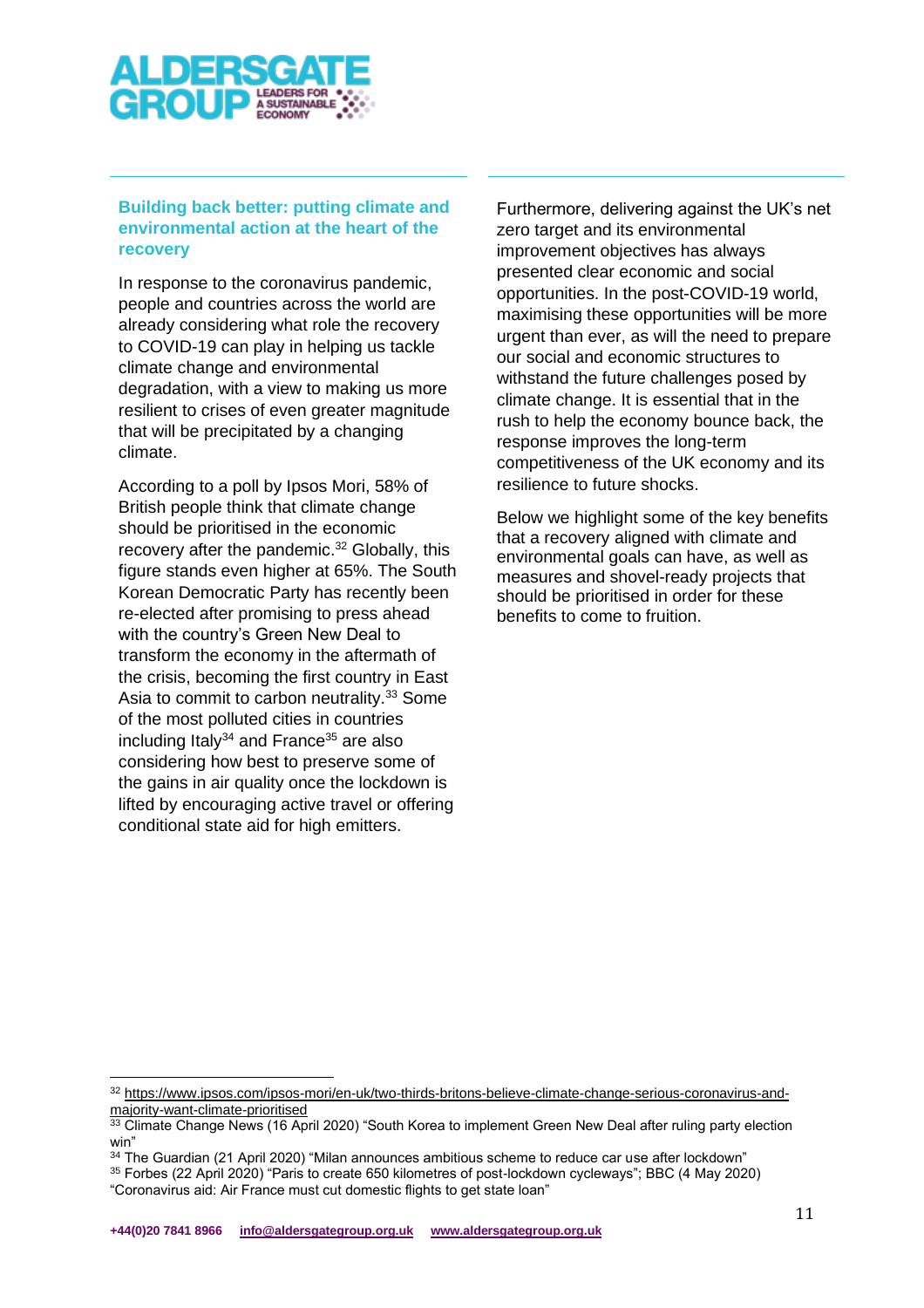## Building back better: putting climate and environmental action at the heart of the recovery

In response to the coronavirus pandemic, people and countries across the world are already considering what role the recovery to COVID-19 can play in helping us tackle climate change and environmental degradation, with a view to making us more resilient to crises of even greater magnitude that will be precipitated by a changing climate.

According to a poll by Ipsos Mori, 58% of British people think that climate change should be prioritised in the economic recovery after the pandemic.[32] Globally, this figure stands even higher at 65%. The South Korean Democratic Party has recently been re-elected after promising to press ahead with the country's Green New Deal to transform the economy in the aftermath of the crisis, becoming the first country in East Asia to commit to carbon neutrality.[33] Some of the most polluted cities in countries including Italy[34] and France[35] are also considering how best to preserve some of the gains in air quality once the lockdown is lifted by encouraging active travel or offering conditional state aid for high emitters.

Furthermore, delivering against the UK's net zero target and its environmental improvement objectives has always presented clear economic and social opportunities. In the post-COVID-19 world, maximising these opportunities will be more urgent than ever, as will the need to prepare our social and economic structures to withstand the future challenges posed by climate change. It is essential that in the rush to help the economy bounce back, the response improves the long-term competitiveness of the UK economy and its resilience to future shocks.

Below we highlight some of the key benefits that a recovery aligned with climate and environmental goals can have, as well as measures and shovel-ready projects that should be prioritised in order for these benefits to come to fruition.

---

[32] https://www.ipsos.com/ipsos-mori/en-uk/two-thirds-britons-believe-climate-change-serious-coronavirus-and-majority-want-climate-prioritised

[33] Climate Change News (16 April 2020) "South Korea to implement Green New Deal after ruling party election win"

[34] The Guardian (21 April 2020) "Milan announces ambitious scheme to reduce car use after lockdown"

[35] Forbes (22 April 2020) "Paris to create 650 kilometres of post-lockdown cycleways"; BBC (4 May 2020) "Coronavirus aid: Air France must cut domestic flights to get state loan"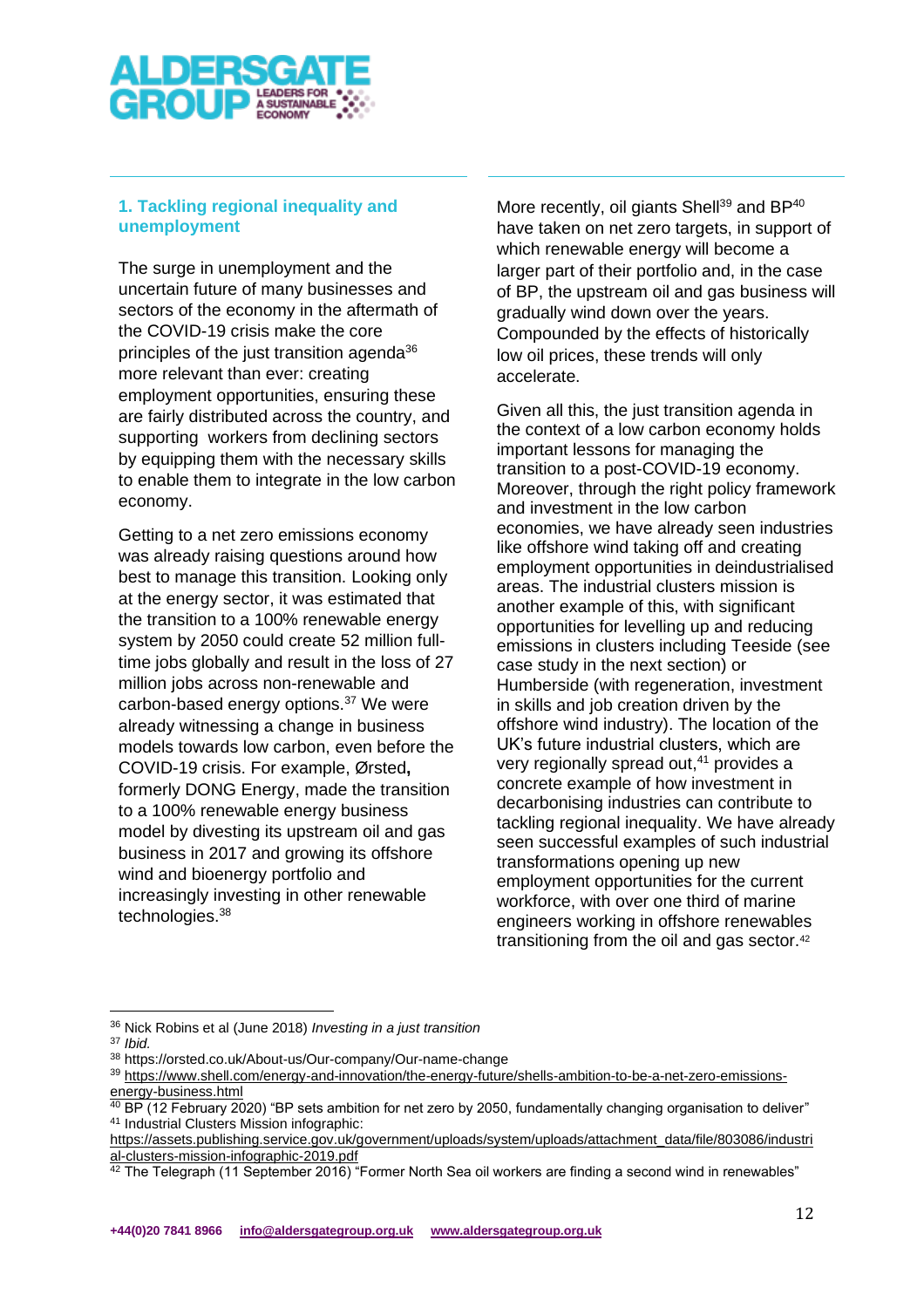## 1. Tackling regional inequality and unemployment

The surge in unemployment and the uncertain future of many businesses and sectors of the economy in the aftermath of the COVID-19 crisis make the core principles of the just transition agenda[36] more relevant than ever: creating employment opportunities, ensuring these are fairly distributed across the country, and supporting workers from declining sectors by equipping them with the necessary skills to enable them to integrate in the low carbon economy.

Getting to a net zero emissions economy was already raising questions around how best to manage this transition. Looking only at the energy sector, it was estimated that the transition to a 100% renewable energy system by 2050 could create 52 million full-time jobs globally and result in the loss of 27 million jobs across non-renewable and carbon-based energy options.[37] We were already witnessing a change in business models towards low carbon, even before the COVID-19 crisis. For example, Ørsted**,** formerly DONG Energy, made the transition to a 100% renewable energy business model by divesting its upstream oil and gas business in 2017 and growing its offshore wind and bioenergy portfolio and increasingly investing in other renewable technologies.[38]

More recently, oil giants Shell[39] and BP[40] have taken on net zero targets, in support of which renewable energy will become a larger part of their portfolio and, in the case of BP, the upstream oil and gas business will gradually wind down over the years. Compounded by the effects of historically low oil prices, these trends will only accelerate.

Given all this, the just transition agenda in the context of a low carbon economy holds important lessons for managing the transition to a post-COVID-19 economy. Moreover, through the right policy framework and investment in the low carbon economies, we have already seen industries like offshore wind taking off and creating employment opportunities in deindustrialised areas. The industrial clusters mission is another example of this, with significant opportunities for levelling up and reducing emissions in clusters including Teeside (see case study in the next section) or Humberside (with regeneration, investment in skills and job creation driven by the offshore wind industry). The location of the UK's future industrial clusters, which are very regionally spread out,[41] provides a concrete example of how investment in decarbonising industries can contribute to tackling regional inequality. We have already seen successful examples of such industrial transformations opening up new employment opportunities for the current workforce, with over one third of marine engineers working in offshore renewables transitioning from the oil and gas sector.[42]

---

[36] Nick Robins et al (June 2018) *Investing in a just transition*

[37] *Ibid.*

[38] https://orsted.co.uk/About-us/Our-company/Our-name-change

[39] https://www.shell.com/energy-and-innovation/the-energy-future/shells-ambition-to-be-a-net-zero-emissions-energy-business.html

[40] BP (12 February 2020) "BP sets ambition for net zero by 2050, fundamentally changing organisation to deliver"

[41] Industrial Clusters Mission infographic: https://assets.publishing.service.gov.uk/government/uploads/system/uploads/attachment_data/file/803086/industrial-clusters-mission-infographic-2019.pdf

[42] The Telegraph (11 September 2016) "Former North Sea oil workers are finding a second wind in renewables"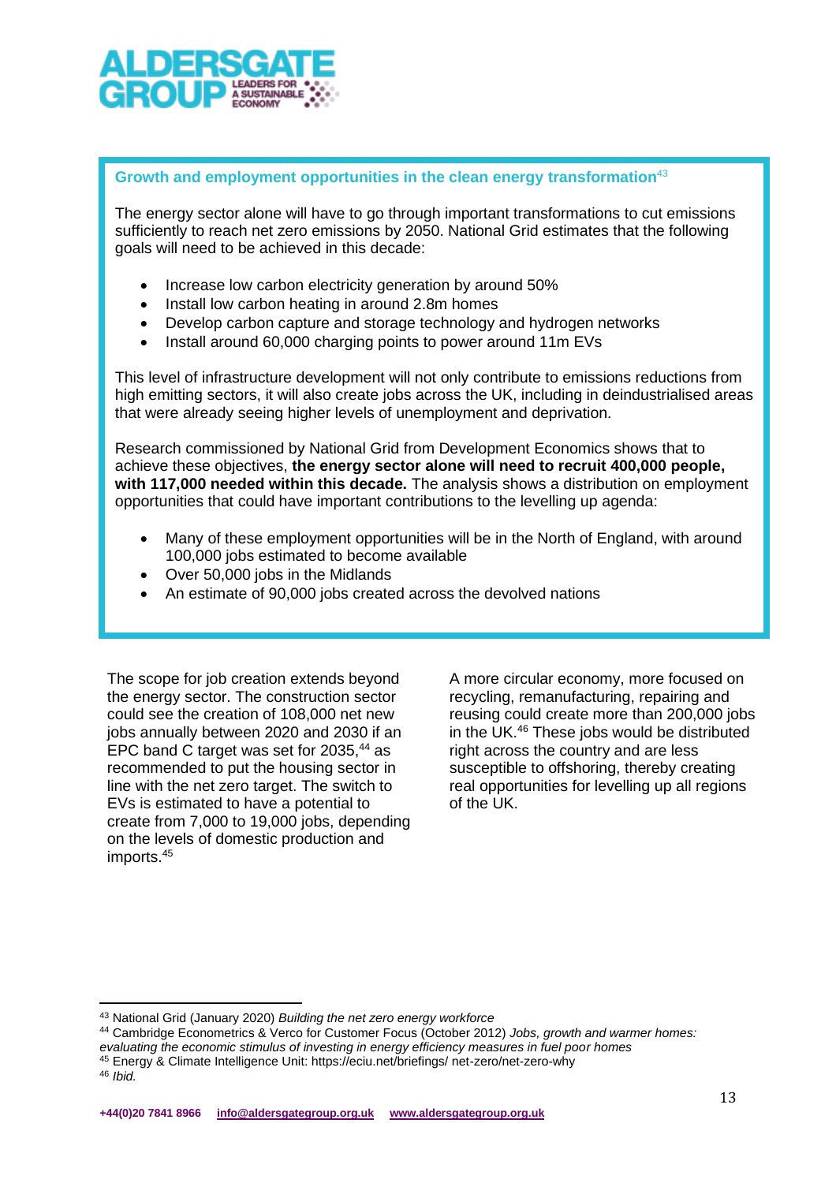### Growth and employment opportunities in the clean energy transformation[43]

The energy sector alone will have to go through important transformations to cut emissions sufficiently to reach net zero emissions by 2050. National Grid estimates that the following goals will need to be achieved in this decade:

- Increase low carbon electricity generation by around 50%
- Install low carbon heating in around 2.8m homes
- Develop carbon capture and storage technology and hydrogen networks
- Install around 60,000 charging points to power around 11m EVs

This level of infrastructure development will not only contribute to emissions reductions from high emitting sectors, it will also create jobs across the UK, including in deindustrialised areas that were already seeing higher levels of unemployment and deprivation.

Research commissioned by National Grid from Development Economics shows that to achieve these objectives, **the energy sector alone will need to recruit 400,000 people, with 117,000 needed within this decade.** The analysis shows a distribution on employment opportunities that could have important contributions to the levelling up agenda:

- Many of these employment opportunities will be in the North of England, with around 100,000 jobs estimated to become available
- Over 50,000 jobs in the Midlands
- An estimate of 90,000 jobs created across the devolved nations

The scope for job creation extends beyond the energy sector. The construction sector could see the creation of 108,000 net new jobs annually between 2020 and 2030 if an EPC band C target was set for 2035,[44] as recommended to put the housing sector in line with the net zero target. The switch to EVs is estimated to have a potential to create from 7,000 to 19,000 jobs, depending on the levels of domestic production and imports.[45]

A more circular economy, more focused on recycling, remanufacturing, repairing and reusing could create more than 200,000 jobs in the UK.[46] These jobs would be distributed right across the country and are less susceptible to offshoring, thereby creating real opportunities for levelling up all regions of the UK.

---

[43] National Grid (January 2020) *Building the net zero energy workforce*

[44] Cambridge Econometrics & Verco for Customer Focus (October 2012) *Jobs, growth and warmer homes: evaluating the economic stimulus of investing in energy efficiency measures in fuel poor homes*

[45] Energy & Climate Intelligence Unit: https://eciu.net/briefings/ net-zero/net-zero-why

[46] *Ibid.*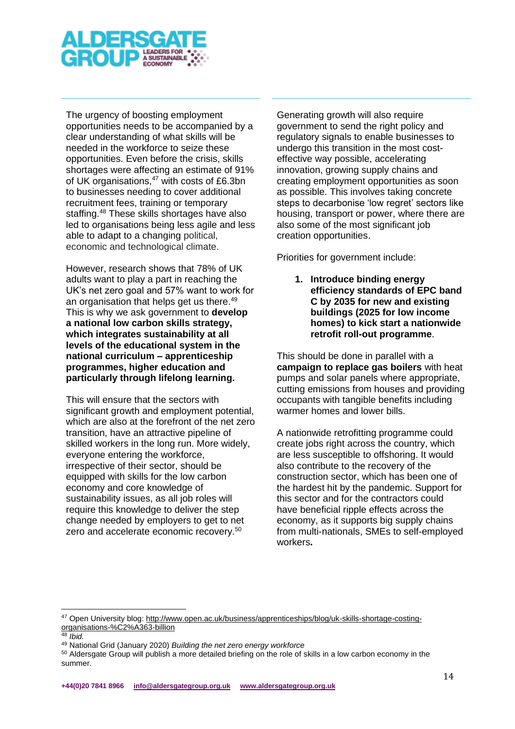The urgency of boosting employment opportunities needs to be accompanied by a clear understanding of what skills will be needed in the workforce to seize these opportunities. Even before the crisis, skills shortages were affecting an estimate of 91% of UK organisations,[47] with costs of £6.3bn to businesses needing to cover additional recruitment fees, training or temporary staffing.[48] These skills shortages have also led to organisations being less agile and less able to adapt to a changing political, economic and technological climate.

However, research shows that 78% of UK adults want to play a part in reaching the UK's net zero goal and 57% want to work for an organisation that helps get us there.[49] This is why we ask government to **develop a national low carbon skills strategy, which integrates sustainability at all levels of the educational system in the national curriculum – apprenticeship programmes, higher education and particularly through lifelong learning.**

This will ensure that the sectors with significant growth and employment potential, which are also at the forefront of the net zero transition, have an attractive pipeline of skilled workers in the long run. More widely, everyone entering the workforce, irrespective of their sector, should be equipped with skills for the low carbon economy and core knowledge of sustainability issues, as all job roles will require this knowledge to deliver the step change needed by employers to get to net zero and accelerate economic recovery.[50]

Generating growth will also require government to send the right policy and regulatory signals to enable businesses to undergo this transition in the most cost-effective way possible, accelerating innovation, growing supply chains and creating employment opportunities as soon as possible. This involves taking concrete steps to decarbonise 'low regret' sectors like housing, transport or power, where there are also some of the most significant job creation opportunities.

Priorities for government include:

1. **Introduce binding energy efficiency standards of EPC band C by 2035 for new and existing buildings (2025 for low income homes) to kick start a nationwide retrofit roll-out programme**.

This should be done in parallel with a **campaign to replace gas boilers** with heat pumps and solar panels where appropriate, cutting emissions from houses and providing occupants with tangible benefits including warmer homes and lower bills.

A nationwide retrofitting programme could create jobs right across the country, which are less susceptible to offshoring. It would also contribute to the recovery of the construction sector, which has been one of the hardest hit by the pandemic. Support for this sector and for the contractors could have beneficial ripple effects across the economy, as it supports big supply chains from multi-nationals, SMEs to self-employed workers.

---

[47] Open University blog: http://www.open.ac.uk/business/apprenticeships/blog/uk-skills-shortage-costing-organisations-%C2%A363-billion

[48] *Ibid.*

[49] National Grid (January 2020) *Building the net zero energy workforce*

[50] Aldersgate Group will publish a more detailed briefing on the role of skills in a low carbon economy in the summer.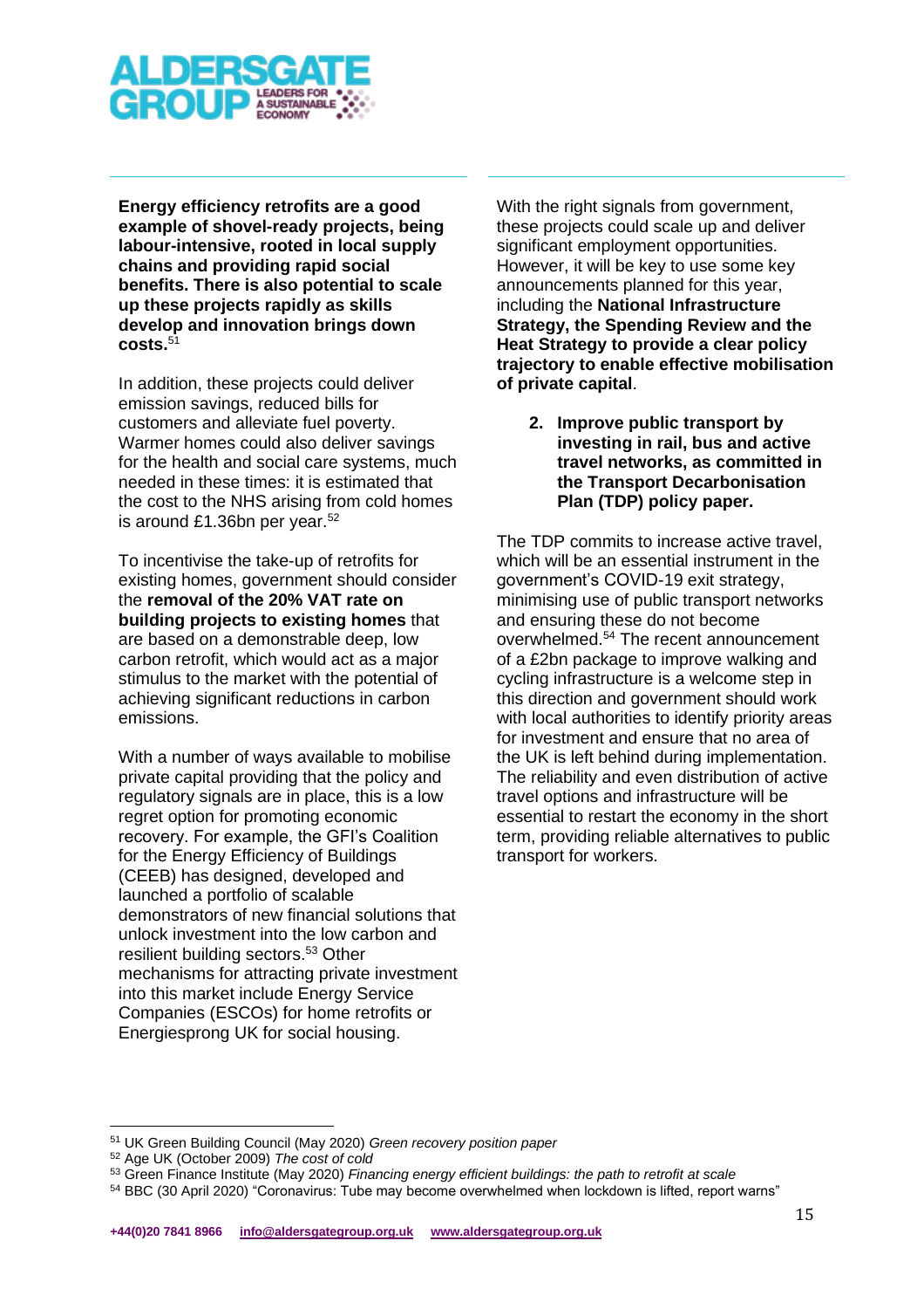**Energy efficiency retrofits are a good example of shovel-ready projects, being labour-intensive, rooted in local supply chains and providing rapid social benefits. There is also potential to scale up these projects rapidly as skills develop and innovation brings down costs.**[51]

In addition, these projects could deliver emission savings, reduced bills for customers and alleviate fuel poverty. Warmer homes could also deliver savings for the health and social care systems, much needed in these times: it is estimated that the cost to the NHS arising from cold homes is around £1.36bn per year.[52]

To incentivise the take-up of retrofits for existing homes, government should consider the **removal of the 20% VAT rate on building projects to existing homes** that are based on a demonstrable deep, low carbon retrofit, which would act as a major stimulus to the market with the potential of achieving significant reductions in carbon emissions.

With a number of ways available to mobilise private capital providing that the policy and regulatory signals are in place, this is a low regret option for promoting economic recovery. For example, the GFI's Coalition for the Energy Efficiency of Buildings (CEEB) has designed, developed and launched a portfolio of scalable demonstrators of new financial solutions that unlock investment into the low carbon and resilient building sectors.[53] Other mechanisms for attracting private investment into this market include Energy Service Companies (ESCOs) for home retrofits or Energiesprong UK for social housing.

With the right signals from government, these projects could scale up and deliver significant employment opportunities. However, it will be key to use some key announcements planned for this year, including the **National Infrastructure Strategy, the Spending Review and the Heat Strategy to provide a clear policy trajectory to enable effective mobilisation of private capital**.

2. **Improve public transport by investing in rail, bus and active travel networks, as committed in the Transport Decarbonisation Plan (TDP) policy paper.**

The TDP commits to increase active travel, which will be an essential instrument in the government's COVID-19 exit strategy, minimising use of public transport networks and ensuring these do not become overwhelmed.[54] The recent announcement of a £2bn package to improve walking and cycling infrastructure is a welcome step in this direction and government should work with local authorities to identify priority areas for investment and ensure that no area of the UK is left behind during implementation. The reliability and even distribution of active travel options and infrastructure will be essential to restart the economy in the short term, providing reliable alternatives to public transport for workers.

---

[51] UK Green Building Council (May 2020) *Green recovery position paper*

[52] Age UK (October 2009) *The cost of cold*

[53] Green Finance Institute (May 2020) *Financing energy efficient buildings: the path to retrofit at scale*

[54] BBC (30 April 2020) "Coronavirus: Tube may become overwhelmed when lockdown is lifted, report warns"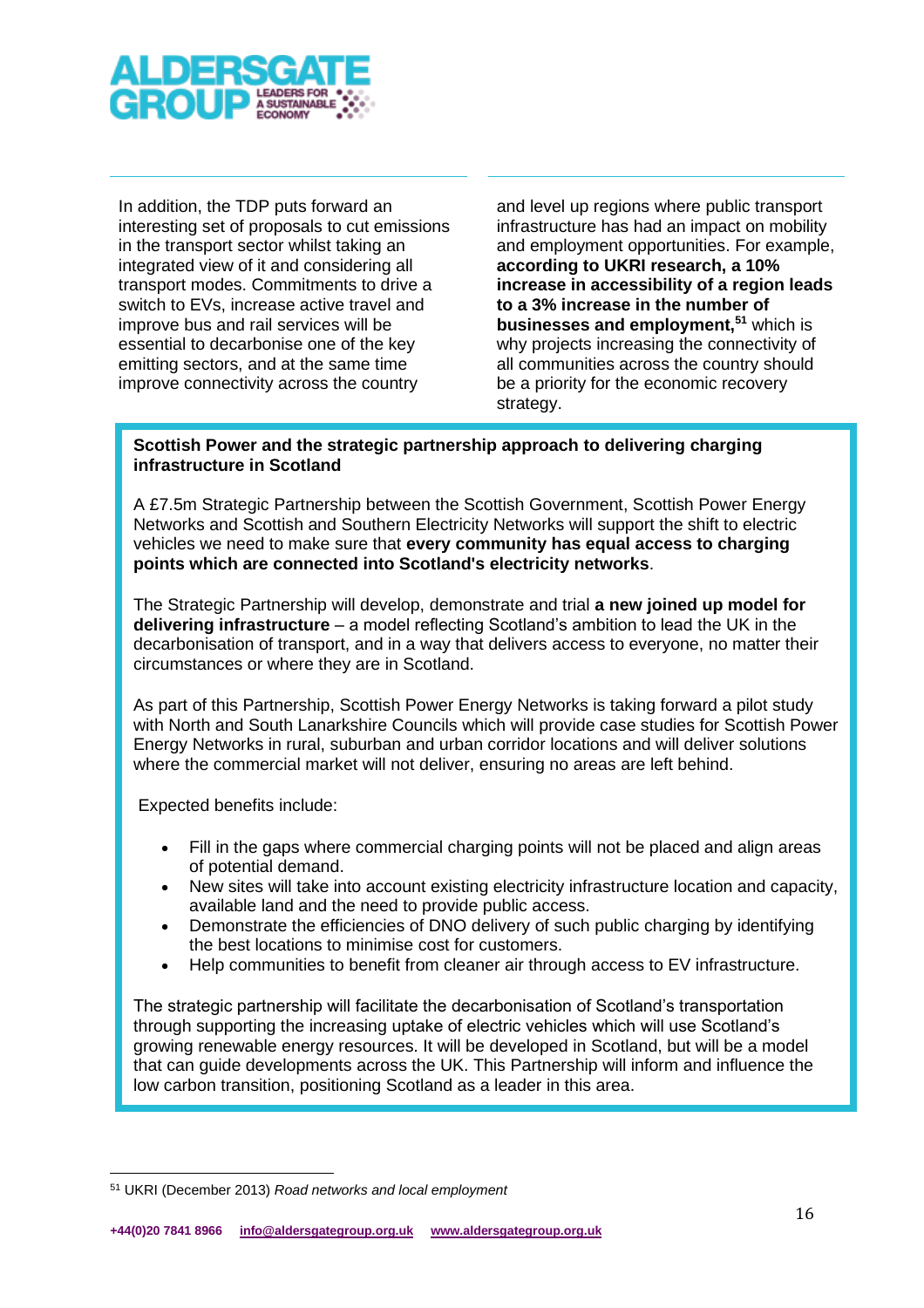In addition, the TDP puts forward an interesting set of proposals to cut emissions in the transport sector whilst taking an integrated view of it and considering all transport modes. Commitments to drive a switch to EVs, increase active travel and improve bus and rail services will be essential to decarbonise one of the key emitting sectors, and at the same time improve connectivity across the country and level up regions where public transport infrastructure has had an impact on mobility and employment opportunities. For example, **according to UKRI research, a 10% increase in accessibility of a region leads to a 3% increase in the number of businesses and employment,**[51] which is why projects increasing the connectivity of all communities across the country should be a priority for the economic recovery strategy.

**Scottish Power and the strategic partnership approach to delivering charging infrastructure in Scotland**

A £7.5m Strategic Partnership between the Scottish Government, Scottish Power Energy Networks and Scottish and Southern Electricity Networks will support the shift to electric vehicles we need to make sure that **every community has equal access to charging points which are connected into Scotland's electricity networks**.

The Strategic Partnership will develop, demonstrate and trial **a new joined up model for delivering infrastructure** – a model reflecting Scotland's ambition to lead the UK in the decarbonisation of transport, and in a way that delivers access to everyone, no matter their circumstances or where they are in Scotland.

As part of this Partnership, Scottish Power Energy Networks is taking forward a pilot study with North and South Lanarkshire Councils which will provide case studies for Scottish Power Energy Networks in rural, suburban and urban corridor locations and will deliver solutions where the commercial market will not deliver, ensuring no areas are left behind.

Expected benefits include:

- Fill in the gaps where commercial charging points will not be placed and align areas of potential demand.
- New sites will take into account existing electricity infrastructure location and capacity, available land and the need to provide public access.
- Demonstrate the efficiencies of DNO delivery of such public charging by identifying the best locations to minimise cost for customers.
- Help communities to benefit from cleaner air through access to EV infrastructure.

The strategic partnership will facilitate the decarbonisation of Scotland's transportation through supporting the increasing uptake of electric vehicles which will use Scotland's growing renewable energy resources. It will be developed in Scotland, but will be a model that can guide developments across the UK. This Partnership will inform and influence the low carbon transition, positioning Scotland as a leader in this area.

---

[51] UKRI (December 2013) *Road networks and local employment*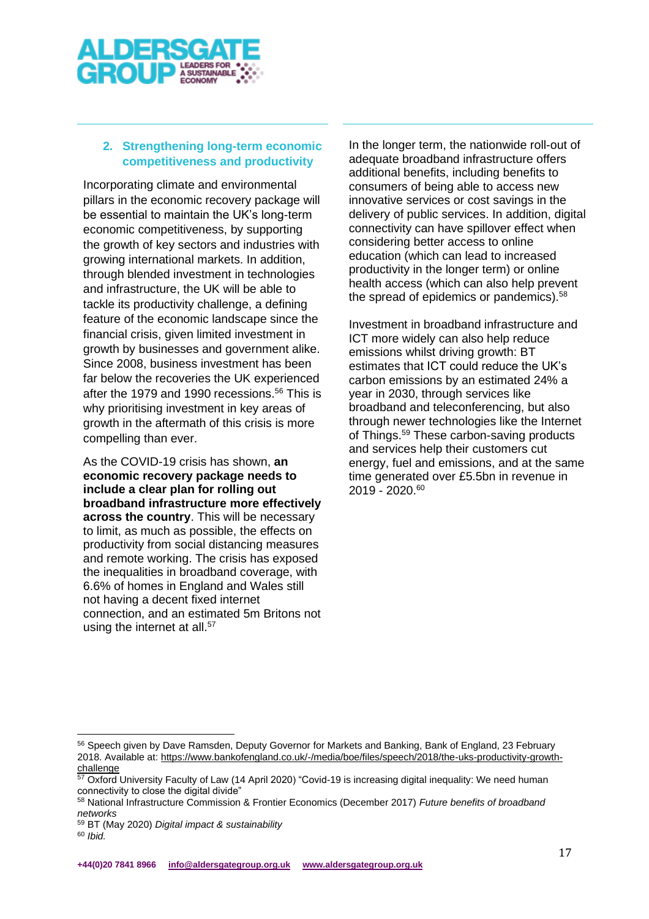## 2. Strengthening long-term economic competitiveness and productivity

Incorporating climate and environmental pillars in the economic recovery package will be essential to maintain the UK's long-term economic competitiveness, by supporting the growth of key sectors and industries with growing international markets. In addition, through blended investment in technologies and infrastructure, the UK will be able to tackle its productivity challenge, a defining feature of the economic landscape since the financial crisis, given limited investment in growth by businesses and government alike. Since 2008, business investment has been far below the recoveries the UK experienced after the 1979 and 1990 recessions.[56] This is why prioritising investment in key areas of growth in the aftermath of this crisis is more compelling than ever.

As the COVID-19 crisis has shown, **an economic recovery package needs to include a clear plan for rolling out broadband infrastructure more effectively across the country**. This will be necessary to limit, as much as possible, the effects on productivity from social distancing measures and remote working. The crisis has exposed the inequalities in broadband coverage, with 6.6% of homes in England and Wales still not having a decent fixed internet connection, and an estimated 5m Britons not using the internet at all.[57]

In the longer term, the nationwide roll-out of adequate broadband infrastructure offers additional benefits, including benefits to consumers of being able to access new innovative services or cost savings in the delivery of public services. In addition, digital connectivity can have spillover effect when considering better access to online education (which can lead to increased productivity in the longer term) or online health access (which can also help prevent the spread of epidemics or pandemics).[58]

Investment in broadband infrastructure and ICT more widely can also help reduce emissions whilst driving growth: BT estimates that ICT could reduce the UK's carbon emissions by an estimated 24% a year in 2030, through services like broadband and teleconferencing, but also through newer technologies like the Internet of Things.[59] These carbon-saving products and services help their customers cut energy, fuel and emissions, and at the same time generated over £5.5bn in revenue in 2019 - 2020.[60]

---

[56] Speech given by Dave Ramsden, Deputy Governor for Markets and Banking, Bank of England, 23 February 2018. Available at: https://www.bankofengland.co.uk/-/media/boe/files/speech/2018/the-uks-productivity-growth-challenge

[57] Oxford University Faculty of Law (14 April 2020) "Covid-19 is increasing digital inequality: We need human connectivity to close the digital divide"

[58] National Infrastructure Commission & Frontier Economics (December 2017) *Future benefits of broadband networks*

[59] BT (May 2020) *Digital impact & sustainability*

[60] *Ibid.*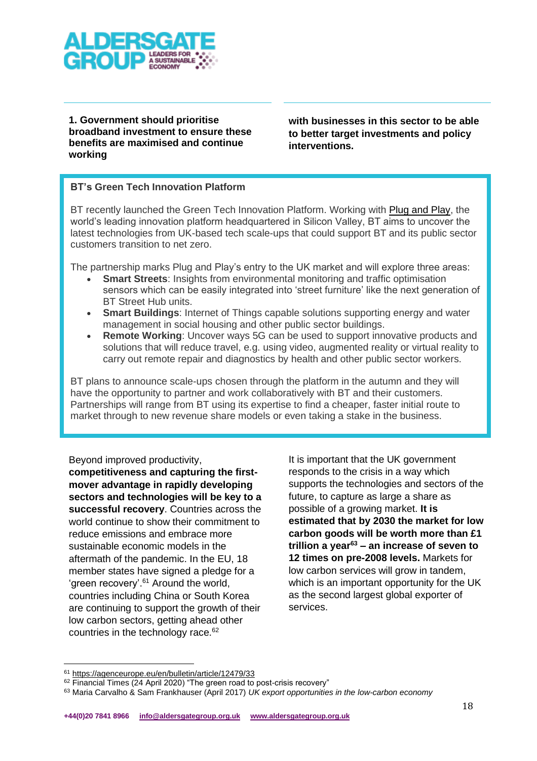**1. Government should prioritise broadband investment to ensure these benefits are maximised and continue working with businesses in this sector to be able to better target investments and policy interventions.**

**BT's Green Tech Innovation Platform**

BT recently launched the Green Tech Innovation Platform. Working with Plug and Play, the world's leading innovation platform headquartered in Silicon Valley, BT aims to uncover the latest technologies from UK-based tech scale-ups that could support BT and its public sector customers transition to net zero.

The partnership marks Plug and Play's entry to the UK market and will explore three areas:

- **Smart Streets**: Insights from environmental monitoring and traffic optimisation sensors which can be easily integrated into 'street furniture' like the next generation of BT Street Hub units.
- **Smart Buildings**: Internet of Things capable solutions supporting energy and water management in social housing and other public sector buildings.
- **Remote Working**: Uncover ways 5G can be used to support innovative products and solutions that will reduce travel, e.g. using video, augmented reality or virtual reality to carry out remote repair and diagnostics by health and other public sector workers.

BT plans to announce scale-ups chosen through the platform in the autumn and they will have the opportunity to partner and work collaboratively with BT and their customers. Partnerships will range from BT using its expertise to find a cheaper, faster initial route to market through to new revenue share models or even taking a stake in the business.

Beyond improved productivity, **competitiveness and capturing the first-mover advantage in rapidly developing sectors and technologies will be key to a successful recovery**. Countries across the world continue to show their commitment to reduce emissions and embrace more sustainable economic models in the aftermath of the pandemic. In the EU, 18 member states have signed a pledge for a 'green recovery'.[61] Around the world, countries including China or South Korea are continuing to support the growth of their low carbon sectors, getting ahead other countries in the technology race.[62]

It is important that the UK government responds to the crisis in a way which supports the technologies and sectors of the future, to capture as large a share as possible of a growing market. **It is estimated that by 2030 the market for low carbon goods will be worth more than £1 trillion a year[63] – an increase of seven to 12 times on pre-2008 levels.** Markets for low carbon services will grow in tandem, which is an important opportunity for the UK as the second largest global exporter of services.

---

[61] https://agenceurope.eu/en/bulletin/article/12479/33

[62] Financial Times (24 April 2020) "The green road to post-crisis recovery"

[63] Maria Carvalho & Sam Frankhauser (April 2017) *UK export opportunities in the low-carbon economy*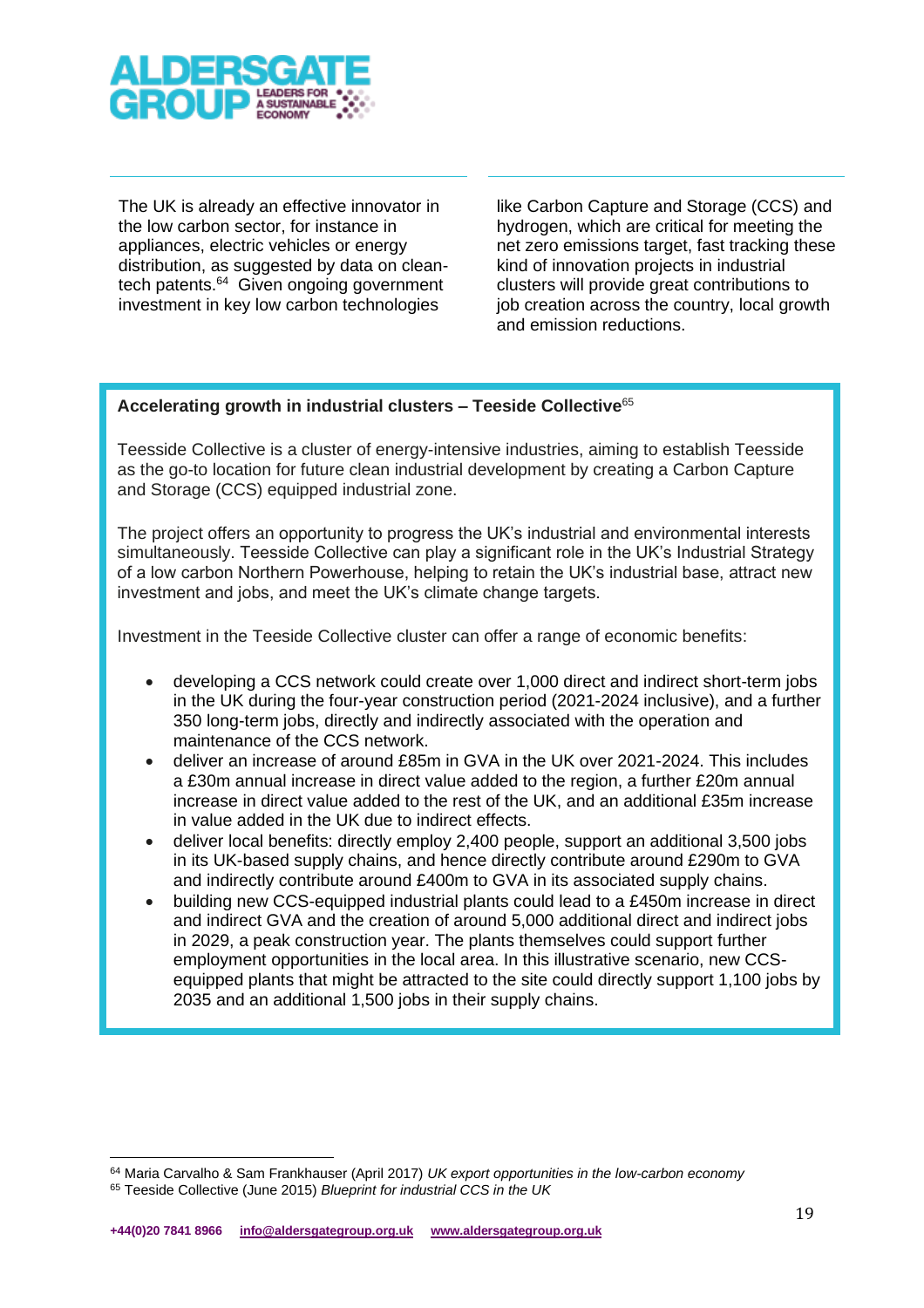The UK is already an effective innovator in the low carbon sector, for instance in appliances, electric vehicles or energy distribution, as suggested by data on clean-tech patents.[64] Given ongoing government investment in key low carbon technologies like Carbon Capture and Storage (CCS) and hydrogen, which are critical for meeting the net zero emissions target, fast tracking these kind of innovation projects in industrial clusters will provide great contributions to job creation across the country, local growth and emission reductions.

**Accelerating growth in industrial clusters – Teeside Collective**[65]

Teesside Collective is a cluster of energy-intensive industries, aiming to establish Teesside as the go-to location for future clean industrial development by creating a Carbon Capture and Storage (CCS) equipped industrial zone.

The project offers an opportunity to progress the UK's industrial and environmental interests simultaneously. Teesside Collective can play a significant role in the UK's Industrial Strategy of a low carbon Northern Powerhouse, helping to retain the UK's industrial base, attract new investment and jobs, and meet the UK's climate change targets.

Investment in the Teeside Collective cluster can offer a range of economic benefits:

- developing a CCS network could create over 1,000 direct and indirect short-term jobs in the UK during the four-year construction period (2021-2024 inclusive), and a further 350 long-term jobs, directly and indirectly associated with the operation and maintenance of the CCS network.
- deliver an increase of around £85m in GVA in the UK over 2021-2024. This includes a £30m annual increase in direct value added to the region, a further £20m annual increase in direct value added to the rest of the UK, and an additional £35m increase in value added in the UK due to indirect effects.
- deliver local benefits: directly employ 2,400 people, support an additional 3,500 jobs in its UK-based supply chains, and hence directly contribute around £290m to GVA and indirectly contribute around £400m to GVA in its associated supply chains.
- building new CCS-equipped industrial plants could lead to a £450m increase in direct and indirect GVA and the creation of around 5,000 additional direct and indirect jobs in 2029, a peak construction year. The plants themselves could support further employment opportunities in the local area. In this illustrative scenario, new CCS-equipped plants that might be attracted to the site could directly support 1,100 jobs by 2035 and an additional 1,500 jobs in their supply chains.

[64] Maria Carvalho & Sam Frankhauser (April 2017) *UK export opportunities in the low-carbon economy*

[65] Teeside Collective (June 2015) *Blueprint for industrial CCS in the UK*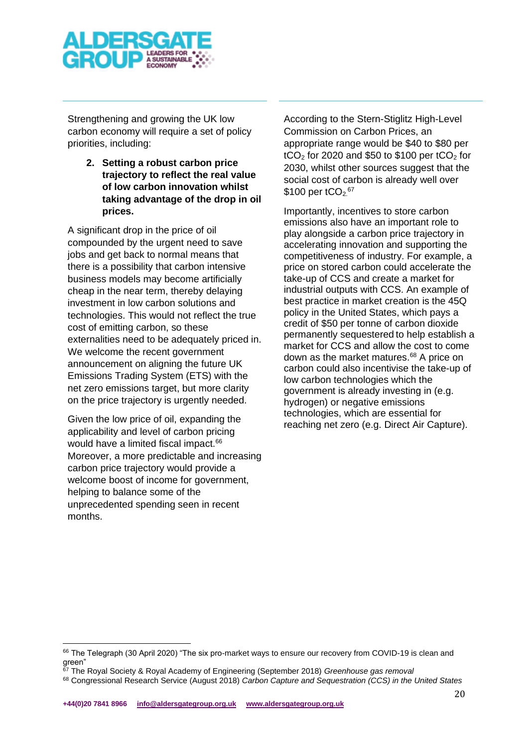Strengthening and growing the UK low carbon economy will require a set of policy priorities, including:

2. **Setting a robust carbon price trajectory to reflect the real value of low carbon innovation whilst taking advantage of the drop in oil prices.**

A significant drop in the price of oil compounded by the urgent need to save jobs and get back to normal means that there is a possibility that carbon intensive business models may become artificially cheap in the near term, thereby delaying investment in low carbon solutions and technologies. This would not reflect the true cost of emitting carbon, so these externalities need to be adequately priced in. We welcome the recent government announcement on aligning the future UK Emissions Trading System (ETS) with the net zero emissions target, but more clarity on the price trajectory is urgently needed.

Given the low price of oil, expanding the applicability and level of carbon pricing would have a limited fiscal impact.[66] Moreover, a more predictable and increasing carbon price trajectory would provide a welcome boost of income for government, helping to balance some of the unprecedented spending seen in recent months.

According to the Stern-Stiglitz High-Level Commission on Carbon Prices, an appropriate range would be \$40 to \$80 per $tCO_2$ for 2020 and \$50 to \$100 per $tCO_2$ for 2030, whilst other sources suggest that the social cost of carbon is already well over \$100 per $tCO_2$.[67]

Importantly, incentives to store carbon emissions also have an important role to play alongside a carbon price trajectory in accelerating innovation and supporting the competitiveness of industry. For example, a price on stored carbon could accelerate the take-up of CCS and create a market for industrial outputs with CCS. An example of best practice in market creation is the 45Q policy in the United States, which pays a credit of \$50 per tonne of carbon dioxide permanently sequestered to help establish a market for CCS and allow the cost to come down as the market matures.[68] A price on carbon could also incentivise the take-up of low carbon technologies which the government is already investing in (e.g. hydrogen) or negative emissions technologies, which are essential for reaching net zero (e.g. Direct Air Capture).

---

[66] The Telegraph (30 April 2020) "The six pro-market ways to ensure our recovery from COVID-19 is clean and green"

[67] The Royal Society & Royal Academy of Engineering (September 2018) *Greenhouse gas removal*

[68] Congressional Research Service (August 2018) *Carbon Capture and Sequestration (CCS) in the United States*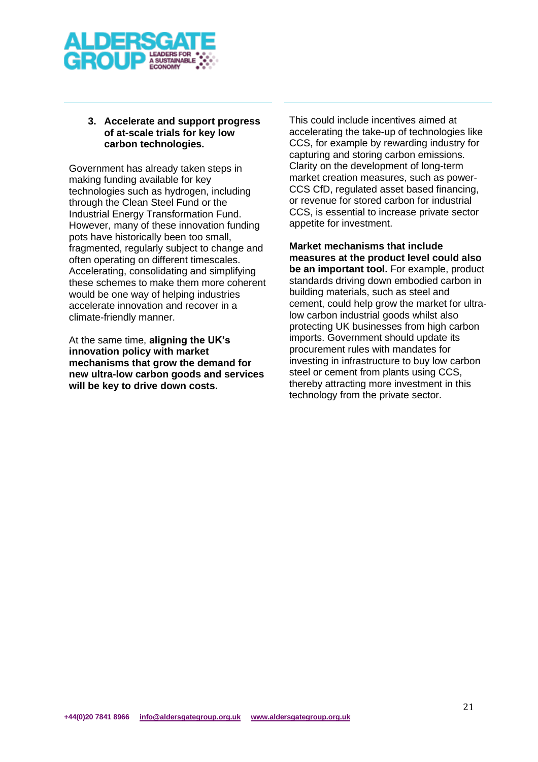3. **Accelerate and support progress of at-scale trials for key low carbon technologies.**

Government has already taken steps in making funding available for key technologies such as hydrogen, including through the Clean Steel Fund or the Industrial Energy Transformation Fund. However, many of these innovation funding pots have historically been too small, fragmented, regularly subject to change and often operating on different timescales. Accelerating, consolidating and simplifying these schemes to make them more coherent would be one way of helping industries accelerate innovation and recover in a climate-friendly manner.

At the same time, **aligning the UK's innovation policy with market mechanisms that grow the demand for new ultra-low carbon goods and services will be key to drive down costs.** This could include incentives aimed at accelerating the take-up of technologies like CCS, for example by rewarding industry for capturing and storing carbon emissions. Clarity on the development of long-term market creation measures, such as power-CCS CfD, regulated asset based financing, or revenue for stored carbon for industrial CCS, is essential to increase private sector appetite for investment.

**Market mechanisms that include measures at the product level could also be an important tool.** For example, product standards driving down embodied carbon in building materials, such as steel and cement, could help grow the market for ultra-low carbon industrial goods whilst also protecting UK businesses from high carbon imports. Government should update its procurement rules with mandates for investing in infrastructure to buy low carbon steel or cement from plants using CCS, thereby attracting more investment in this technology from the private sector.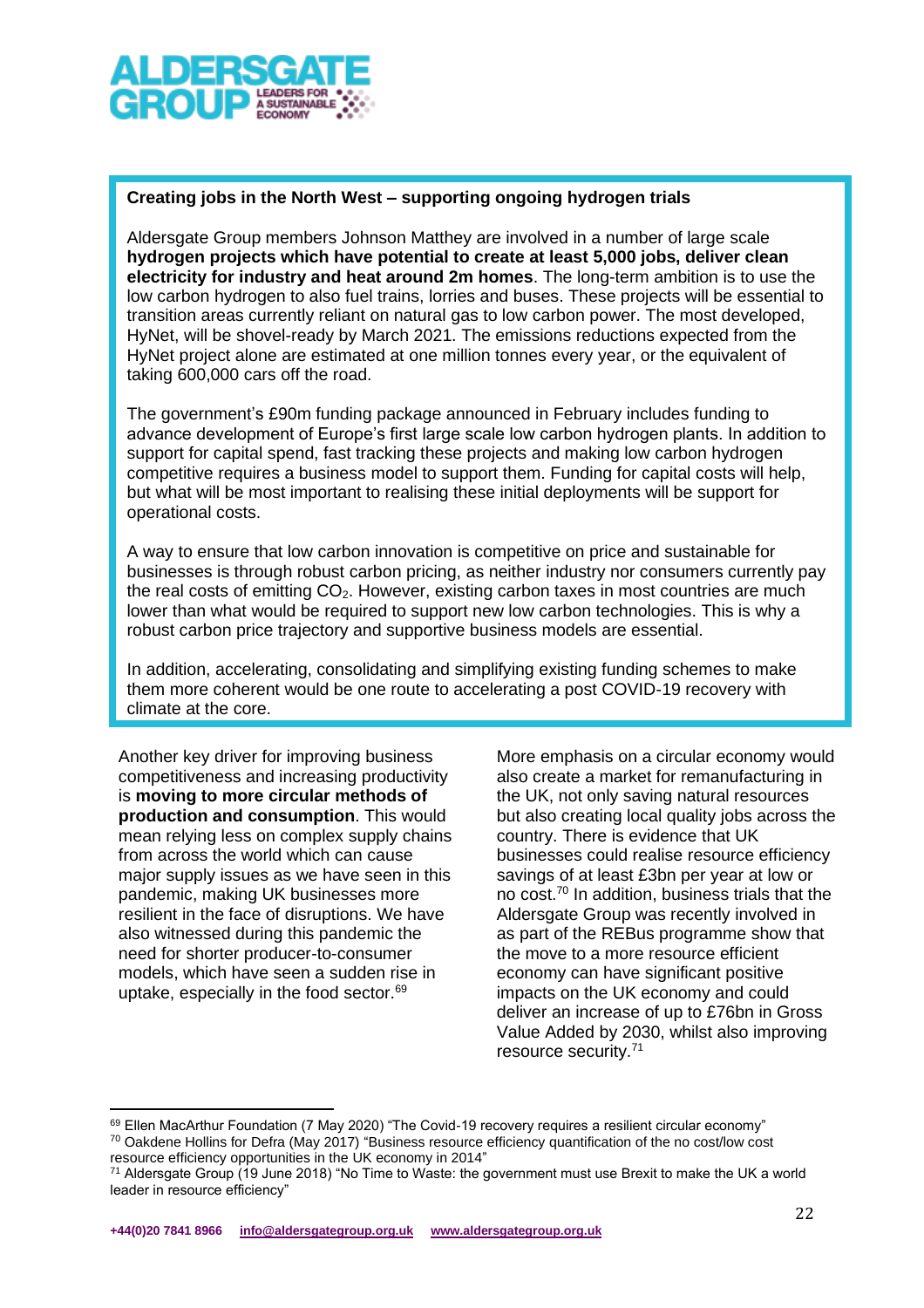**Creating jobs in the North West – supporting ongoing hydrogen trials**

Aldersgate Group members Johnson Matthey are involved in a number of large scale **hydrogen projects which have potential to create at least 5,000 jobs, deliver clean electricity for industry and heat around 2m homes**. The long-term ambition is to use the low carbon hydrogen to also fuel trains, lorries and buses. These projects will be essential to transition areas currently reliant on natural gas to low carbon power. The most developed, HyNet, will be shovel-ready by March 2021. The emissions reductions expected from the HyNet project alone are estimated at one million tonnes every year, or the equivalent of taking 600,000 cars off the road.

The government's £90m funding package announced in February includes funding to advance development of Europe's first large scale low carbon hydrogen plants. In addition to support for capital spend, fast tracking these projects and making low carbon hydrogen competitive requires a business model to support them. Funding for capital costs will help, but what will be most important to realising these initial deployments will be support for operational costs.

A way to ensure that low carbon innovation is competitive on price and sustainable for businesses is through robust carbon pricing, as neither industry nor consumers currently pay the real costs of emitting $CO_2$. However, existing carbon taxes in most countries are much lower than what would be required to support new low carbon technologies. This is why a robust carbon price trajectory and supportive business models are essential.

In addition, accelerating, consolidating and simplifying existing funding schemes to make them more coherent would be one route to accelerating a post COVID-19 recovery with climate at the core.

Another key driver for improving business competitiveness and increasing productivity is **moving to more circular methods of production and consumption**. This would mean relying less on complex supply chains from across the world which can cause major supply issues as we have seen in this pandemic, making UK businesses more resilient in the face of disruptions. We have also witnessed during this pandemic the need for shorter producer-to-consumer models, which have seen a sudden rise in uptake, especially in the food sector.[69]

More emphasis on a circular economy would also create a market for remanufacturing in the UK, not only saving natural resources but also creating local quality jobs across the country. There is evidence that UK businesses could realise resource efficiency savings of at least £3bn per year at low or no cost.[70] In addition, business trials that the Aldersgate Group was recently involved in as part of the REBus programme show that the move to a more resource efficient economy can have significant positive impacts on the UK economy and could deliver an increase of up to £76bn in Gross Value Added by 2030, whilst also improving resource security.[71]

---

[69] Ellen MacArthur Foundation (7 May 2020) "The Covid-19 recovery requires a resilient circular economy"

[70] Oakdene Hollins for Defra (May 2017) "Business resource efficiency quantification of the no cost/low cost resource efficiency opportunities in the UK economy in 2014"

[71] Aldersgate Group (19 June 2018) "No Time to Waste: the government must use Brexit to make the UK a world leader in resource efficiency"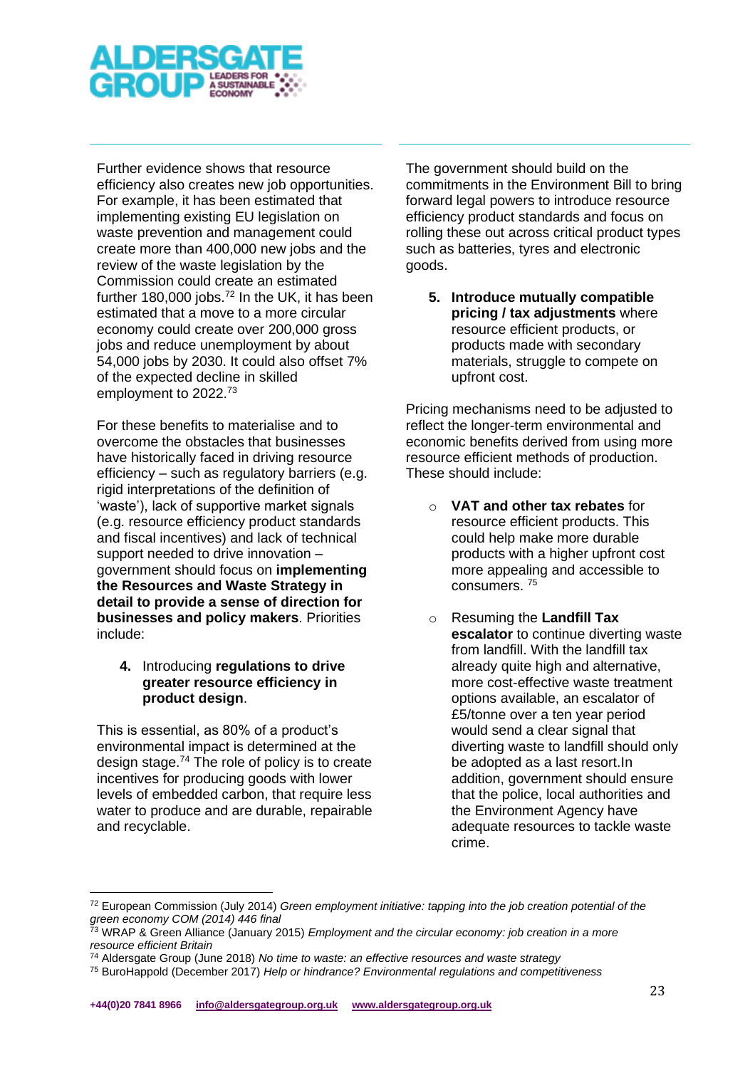Further evidence shows that resource efficiency also creates new job opportunities. For example, it has been estimated that implementing existing EU legislation on waste prevention and management could create more than 400,000 new jobs and the review of the waste legislation by the Commission could create an estimated further 180,000 jobs.[72] In the UK, it has been estimated that a move to a more circular economy could create over 200,000 gross jobs and reduce unemployment by about 54,000 jobs by 2030. It could also offset 7% of the expected decline in skilled employment to 2022.[73]

For these benefits to materialise and to overcome the obstacles that businesses have historically faced in driving resource efficiency – such as regulatory barriers (e.g. rigid interpretations of the definition of 'waste'), lack of supportive market signals (e.g. resource efficiency product standards and fiscal incentives) and lack of technical support needed to drive innovation – government should focus on **implementing the Resources and Waste Strategy in detail to provide a sense of direction for businesses and policy makers**. Priorities include:

4. Introducing **regulations to drive greater resource efficiency in product design**.

This is essential, as 80% of a product's environmental impact is determined at the design stage.[74] The role of policy is to create incentives for producing goods with lower levels of embedded carbon, that require less water to produce and are durable, repairable and recyclable.

The government should build on the commitments in the Environment Bill to bring forward legal powers to introduce resource efficiency product standards and focus on rolling these out across critical product types such as batteries, tyres and electronic goods.

5. **Introduce mutually compatible pricing / tax adjustments** where resource efficient products, or products made with secondary materials, struggle to compete on upfront cost.

Pricing mechanisms need to be adjusted to reflect the longer-term environmental and economic benefits derived from using more resource efficient methods of production. These should include:

- **VAT and other tax rebates** for resource efficient products. This could help make more durable products with a higher upfront cost more appealing and accessible to consumers. [75]
- Resuming the **Landfill Tax escalator** to continue diverting waste from landfill. With the landfill tax already quite high and alternative, more cost-effective waste treatment options available, an escalator of £5/tonne over a ten year period would send a clear signal that diverting waste to landfill should only be adopted as a last resort.In addition, government should ensure that the police, local authorities and the Environment Agency have adequate resources to tackle waste crime.

---

[72] European Commission (July 2014) *Green employment initiative: tapping into the job creation potential of the green economy COM (2014) 446 final*

[73] WRAP & Green Alliance (January 2015) *Employment and the circular economy: job creation in a more resource efficient Britain*

[74] Aldersgate Group (June 2018) *No time to waste: an effective resources and waste strategy*

[75] BuroHappold (December 2017) *Help or hindrance? Environmental regulations and competitiveness*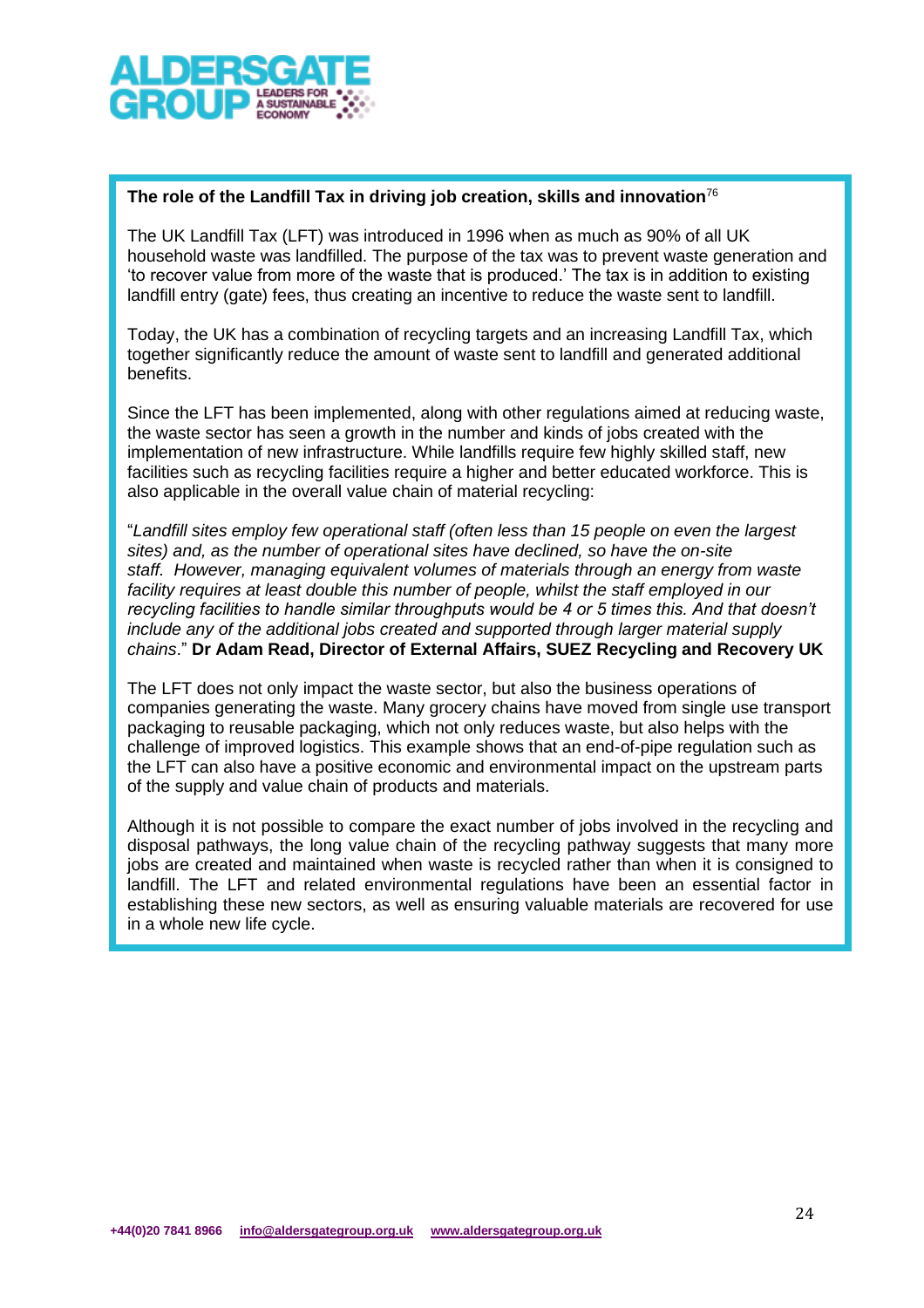**The role of the Landfill Tax in driving job creation, skills and innovation**[76]

The UK Landfill Tax (LFT) was introduced in 1996 when as much as 90% of all UK household waste was landfilled. The purpose of the tax was to prevent waste generation and 'to recover value from more of the waste that is produced.' The tax is in addition to existing landfill entry (gate) fees, thus creating an incentive to reduce the waste sent to landfill.

Today, the UK has a combination of recycling targets and an increasing Landfill Tax, which together significantly reduce the amount of waste sent to landfill and generated additional benefits.

Since the LFT has been implemented, along with other regulations aimed at reducing waste, the waste sector has seen a growth in the number and kinds of jobs created with the implementation of new infrastructure. While landfills require few highly skilled staff, new facilities such as recycling facilities require a higher and better educated workforce. This is also applicable in the overall value chain of material recycling:

"*Landfill sites employ few operational staff (often less than 15 people on even the largest sites) and, as the number of operational sites have declined, so have the on-site staff. However, managing equivalent volumes of materials through an energy from waste facility requires at least double this number of people, whilst the staff employed in our recycling facilities to handle similar throughputs would be 4 or 5 times this. And that doesn't include any of the additional jobs created and supported through larger material supply chains*." **Dr Adam Read, Director of External Affairs, SUEZ Recycling and Recovery UK**

The LFT does not only impact the waste sector, but also the business operations of companies generating the waste. Many grocery chains have moved from single use transport packaging to reusable packaging, which not only reduces waste, but also helps with the challenge of improved logistics. This example shows that an end-of-pipe regulation such as the LFT can also have a positive economic and environmental impact on the upstream parts of the supply and value chain of products and materials.

Although it is not possible to compare the exact number of jobs involved in the recycling and disposal pathways, the long value chain of the recycling pathway suggests that many more jobs are created and maintained when waste is recycled rather than when it is consigned to landfill. The LFT and related environmental regulations have been an essential factor in establishing these new sectors, as well as ensuring valuable materials are recovered for use in a whole new life cycle.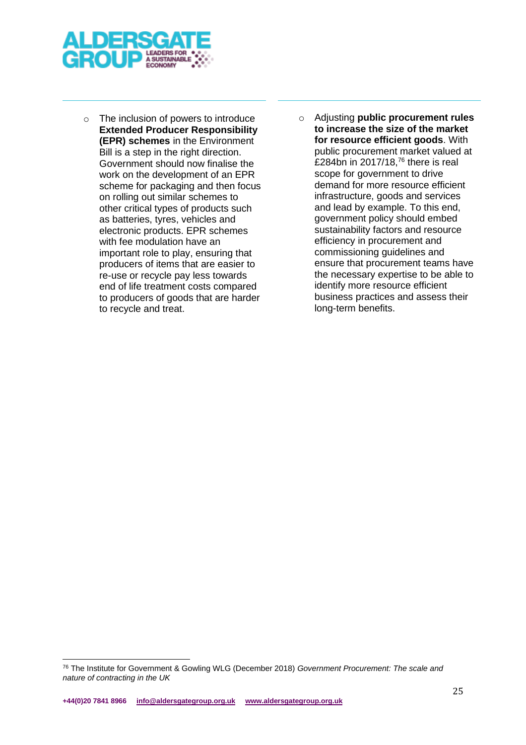- The inclusion of powers to introduce **Extended Producer Responsibility (EPR) schemes** in the Environment Bill is a step in the right direction. Government should now finalise the work on the development of an EPR scheme for packaging and then focus on rolling out similar schemes to other critical types of products such as batteries, tyres, vehicles and electronic products. EPR schemes with fee modulation have an important role to play, ensuring that producers of items that are easier to re-use or recycle pay less towards end of life treatment costs compared to producers of goods that are harder to recycle and treat.

- Adjusting **public procurement rules to increase the size of the market for resource efficient goods**. With public procurement market valued at £284bn in 2017/18,[76] there is real scope for government to drive demand for more resource efficient infrastructure, goods and services and lead by example. To this end, government policy should embed sustainability factors and resource efficiency in procurement and commissioning guidelines and ensure that procurement teams have the necessary expertise to be able to identify more resource efficient business practices and assess their long-term benefits.

[76] The Institute for Government & Gowling WLG (December 2018) *Government Procurement: The scale and nature of contracting in the UK*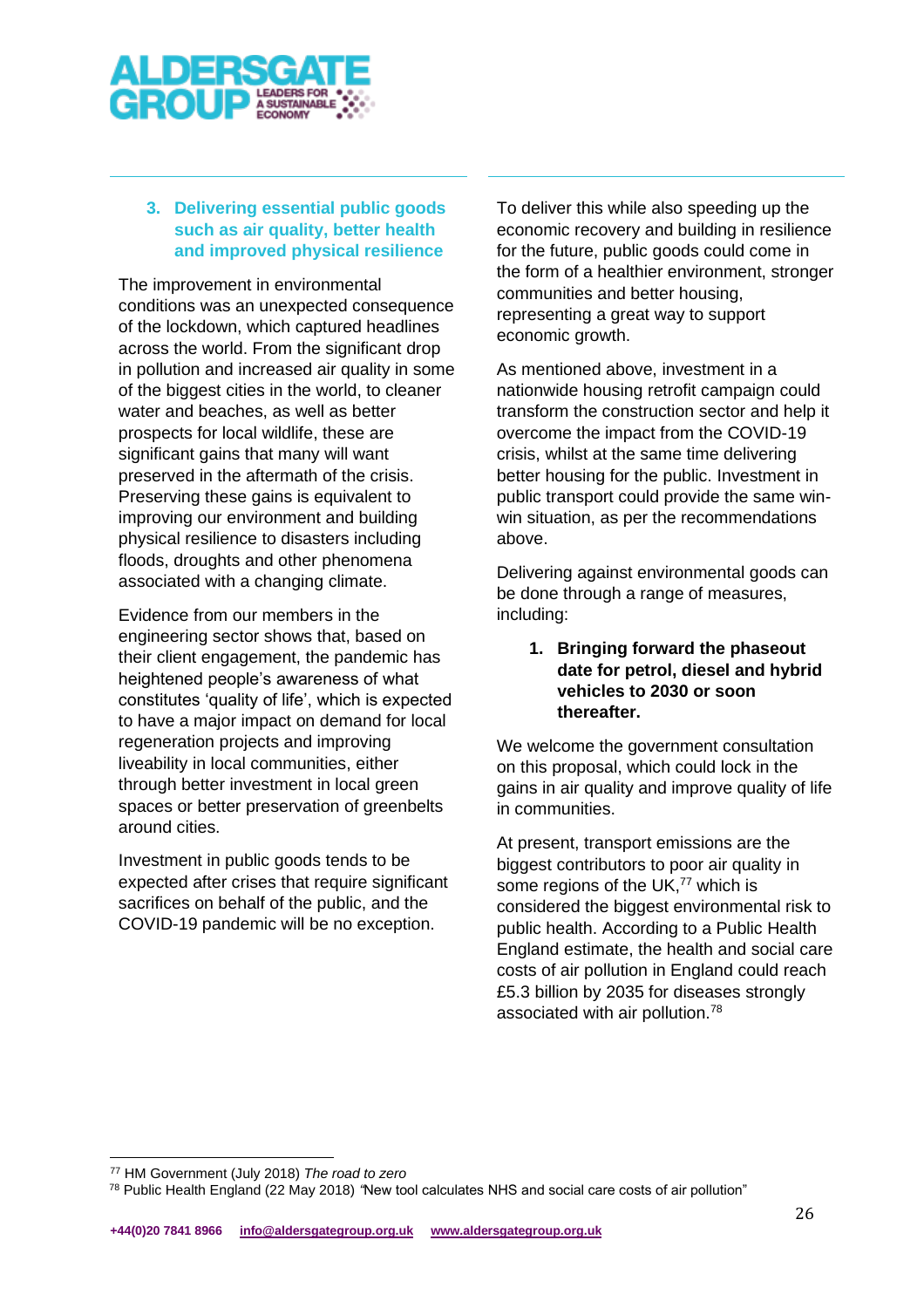### 3. Delivering essential public goods such as air quality, better health and improved physical resilience

The improvement in environmental conditions was an unexpected consequence of the lockdown, which captured headlines across the world. From the significant drop in pollution and increased air quality in some of the biggest cities in the world, to cleaner water and beaches, as well as better prospects for local wildlife, these are significant gains that many will want preserved in the aftermath of the crisis. Preserving these gains is equivalent to improving our environment and building physical resilience to disasters including floods, droughts and other phenomena associated with a changing climate.

Evidence from our members in the engineering sector shows that, based on their client engagement, the pandemic has heightened people's awareness of what constitutes 'quality of life', which is expected to have a major impact on demand for local regeneration projects and improving liveability in local communities, either through better investment in local green spaces or better preservation of greenbelts around cities.

Investment in public goods tends to be expected after crises that require significant sacrifices on behalf of the public, and the COVID-19 pandemic will be no exception.

To deliver this while also speeding up the economic recovery and building in resilience for the future, public goods could come in the form of a healthier environment, stronger communities and better housing, representing a great way to support economic growth.

As mentioned above, investment in a nationwide housing retrofit campaign could transform the construction sector and help it overcome the impact from the COVID-19 crisis, whilst at the same time delivering better housing for the public. Investment in public transport could provide the same win-win situation, as per the recommendations above.

Delivering against environmental goods can be done through a range of measures, including:

1. **Bringing forward the phaseout date for petrol, diesel and hybrid vehicles to 2030 or soon thereafter.**

We welcome the government consultation on this proposal, which could lock in the gains in air quality and improve quality of life in communities.

At present, transport emissions are the biggest contributors to poor air quality in some regions of the UK,[77] which is considered the biggest environmental risk to public health. According to a Public Health England estimate, the health and social care costs of air pollution in England could reach £5.3 billion by 2035 for diseases strongly associated with air pollution.[78]

---

[77] HM Government (July 2018) *The road to zero*

[78] Public Health England (22 May 2018) "New tool calculates NHS and social care costs of air pollution"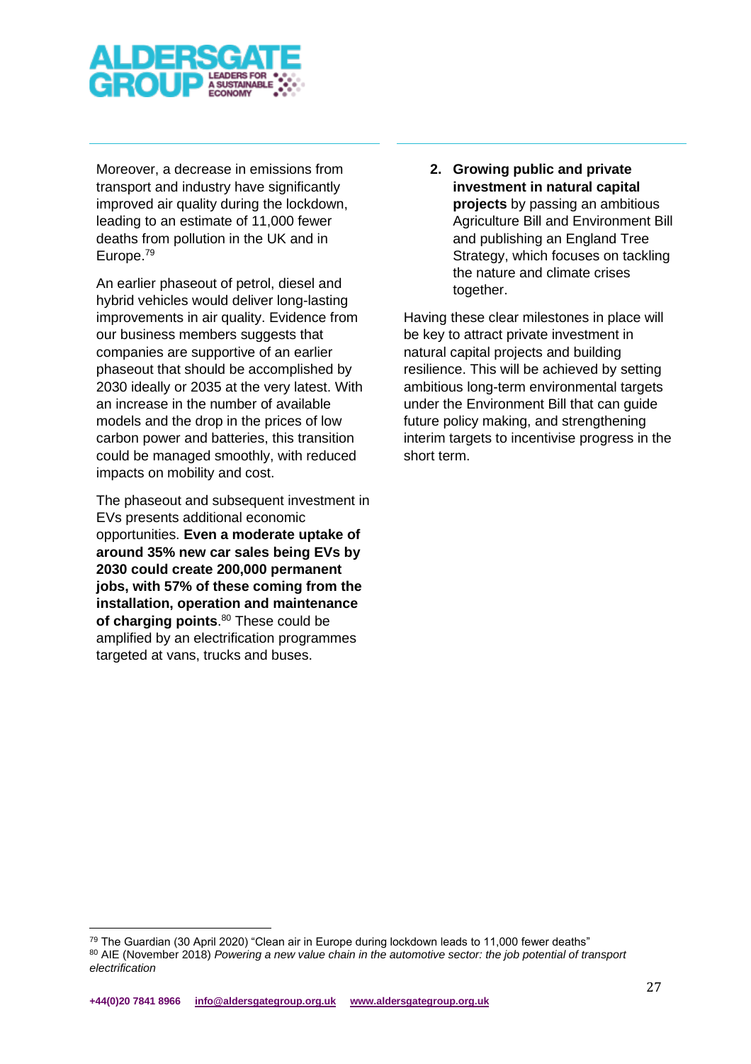Moreover, a decrease in emissions from transport and industry have significantly improved air quality during the lockdown, leading to an estimate of 11,000 fewer deaths from pollution in the UK and in Europe.[79]

An earlier phaseout of petrol, diesel and hybrid vehicles would deliver long-lasting improvements in air quality. Evidence from our business members suggests that companies are supportive of an earlier phaseout that should be accomplished by 2030 ideally or 2035 at the very latest. With an increase in the number of available models and the drop in the prices of low carbon power and batteries, this transition could be managed smoothly, with reduced impacts on mobility and cost.

The phaseout and subsequent investment in EVs presents additional economic opportunities. **Even a moderate uptake of around 35% new car sales being EVs by 2030 could create 200,000 permanent jobs, with 57% of these coming from the installation, operation and maintenance of charging points**.[80] These could be amplified by an electrification programmes targeted at vans, trucks and buses.

2. **Growing public and private investment in natural capital projects** by passing an ambitious Agriculture Bill and Environment Bill and publishing an England Tree Strategy, which focuses on tackling the nature and climate crises together.

Having these clear milestones in place will be key to attract private investment in natural capital projects and building resilience. This will be achieved by setting ambitious long-term environmental targets under the Environment Bill that can guide future policy making, and strengthening interim targets to incentivise progress in the short term.

[79] The Guardian (30 April 2020) "Clean air in Europe during lockdown leads to 11,000 fewer deaths"

[80] AIE (November 2018) *Powering a new value chain in the automotive sector: the job potential of transport electrification*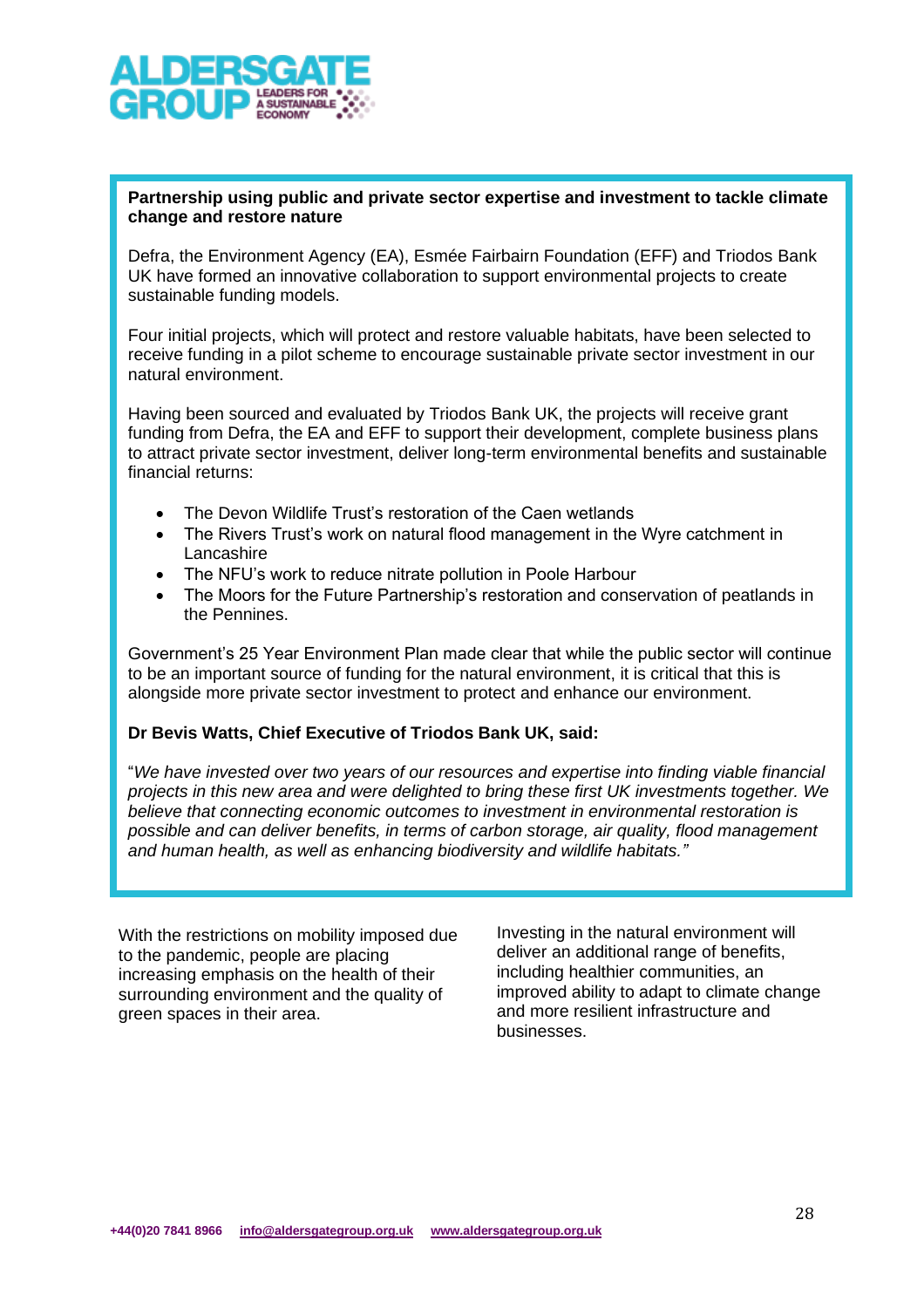**Partnership using public and private sector expertise and investment to tackle climate change and restore nature**

Defra, the Environment Agency (EA), Esmée Fairbairn Foundation (EFF) and Triodos Bank UK have formed an innovative collaboration to support environmental projects to create sustainable funding models.

Four initial projects, which will protect and restore valuable habitats, have been selected to receive funding in a pilot scheme to encourage sustainable private sector investment in our natural environment.

Having been sourced and evaluated by Triodos Bank UK, the projects will receive grant funding from Defra, the EA and EFF to support their development, complete business plans to attract private sector investment, deliver long-term environmental benefits and sustainable financial returns:

- The Devon Wildlife Trust's restoration of the Caen wetlands
- The Rivers Trust's work on natural flood management in the Wyre catchment in Lancashire
- The NFU's work to reduce nitrate pollution in Poole Harbour
- The Moors for the Future Partnership's restoration and conservation of peatlands in the Pennines.

Government's 25 Year Environment Plan made clear that while the public sector will continue to be an important source of funding for the natural environment, it is critical that this is alongside more private sector investment to protect and enhance our environment.

**Dr Bevis Watts, Chief Executive of Triodos Bank UK, said:**

"*We have invested over two years of our resources and expertise into finding viable financial projects in this new area and were delighted to bring these first UK investments together. We believe that connecting economic outcomes to investment in environmental restoration is possible and can deliver benefits, in terms of carbon storage, air quality, flood management and human health, as well as enhancing biodiversity and wildlife habitats.*"

With the restrictions on mobility imposed due to the pandemic, people are placing increasing emphasis on the health of their surrounding environment and the quality of green spaces in their area.

Investing in the natural environment will deliver an additional range of benefits, including healthier communities, an improved ability to adapt to climate change and more resilient infrastructure and businesses.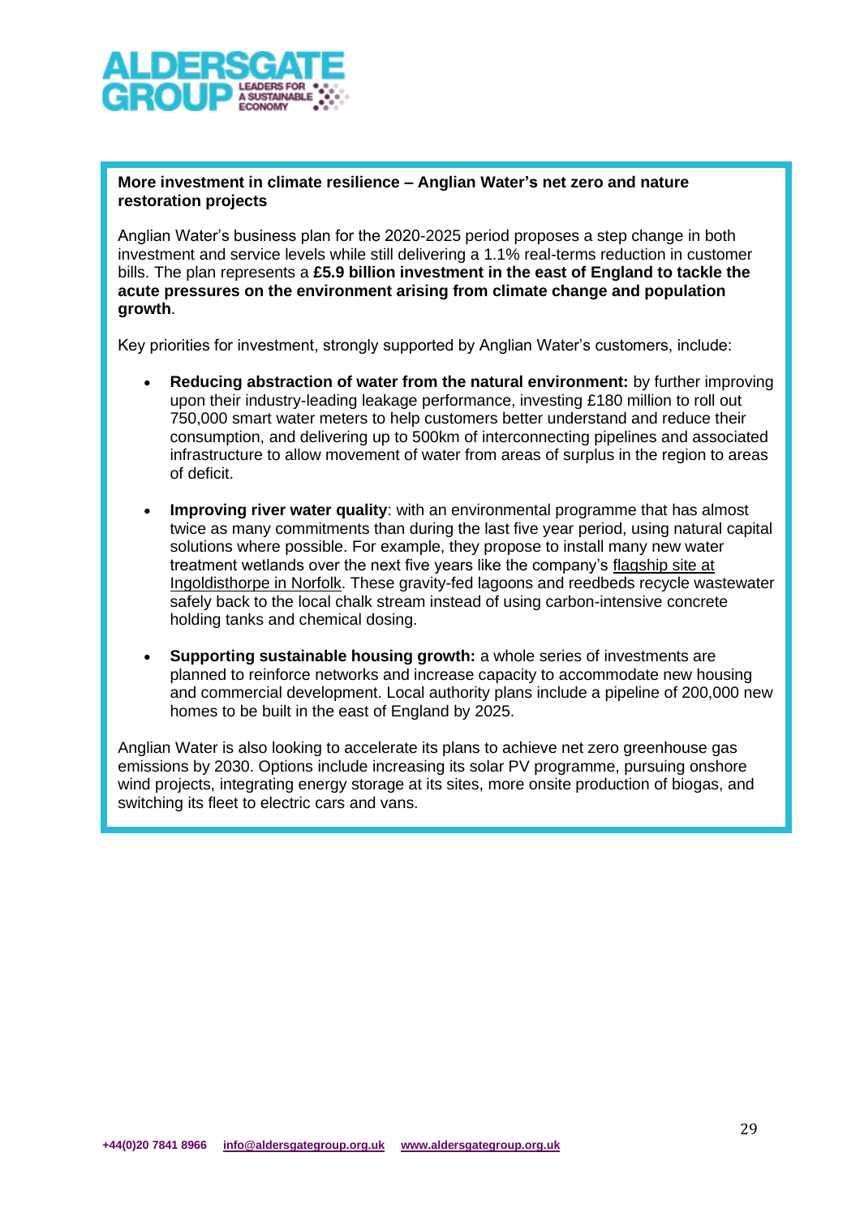**More investment in climate resilience – Anglian Water's net zero and nature restoration projects**

Anglian Water's business plan for the 2020-2025 period proposes a step change in both investment and service levels while still delivering a 1.1% real-terms reduction in customer bills. The plan represents a **£5.9 billion investment in the east of England to tackle the acute pressures on the environment arising from climate change and population growth**.

Key priorities for investment, strongly supported by Anglian Water's customers, include:

- **Reducing abstraction of water from the natural environment:** by further improving upon their industry-leading leakage performance, investing £180 million to roll out 750,000 smart water meters to help customers better understand and reduce their consumption, and delivering up to 500km of interconnecting pipelines and associated infrastructure to allow movement of water from areas of surplus in the region to areas of deficit.

- **Improving river water quality**: with an environmental programme that has almost twice as many commitments than during the last five year period, using natural capital solutions where possible. For example, they propose to install many new water treatment wetlands over the next five years like the company's flagship site at Ingoldisthorpe in Norfolk. These gravity-fed lagoons and reedbeds recycle wastewater safely back to the local chalk stream instead of using carbon-intensive concrete holding tanks and chemical dosing.

- **Supporting sustainable housing growth:** a whole series of investments are planned to reinforce networks and increase capacity to accommodate new housing and commercial development. Local authority plans include a pipeline of 200,000 new homes to be built in the east of England by 2025.

Anglian Water is also looking to accelerate its plans to achieve net zero greenhouse gas emissions by 2030. Options include increasing its solar PV programme, pursuing onshore wind projects, integrating energy storage at its sites, more onsite production of biogas, and switching its fleet to electric cars and vans.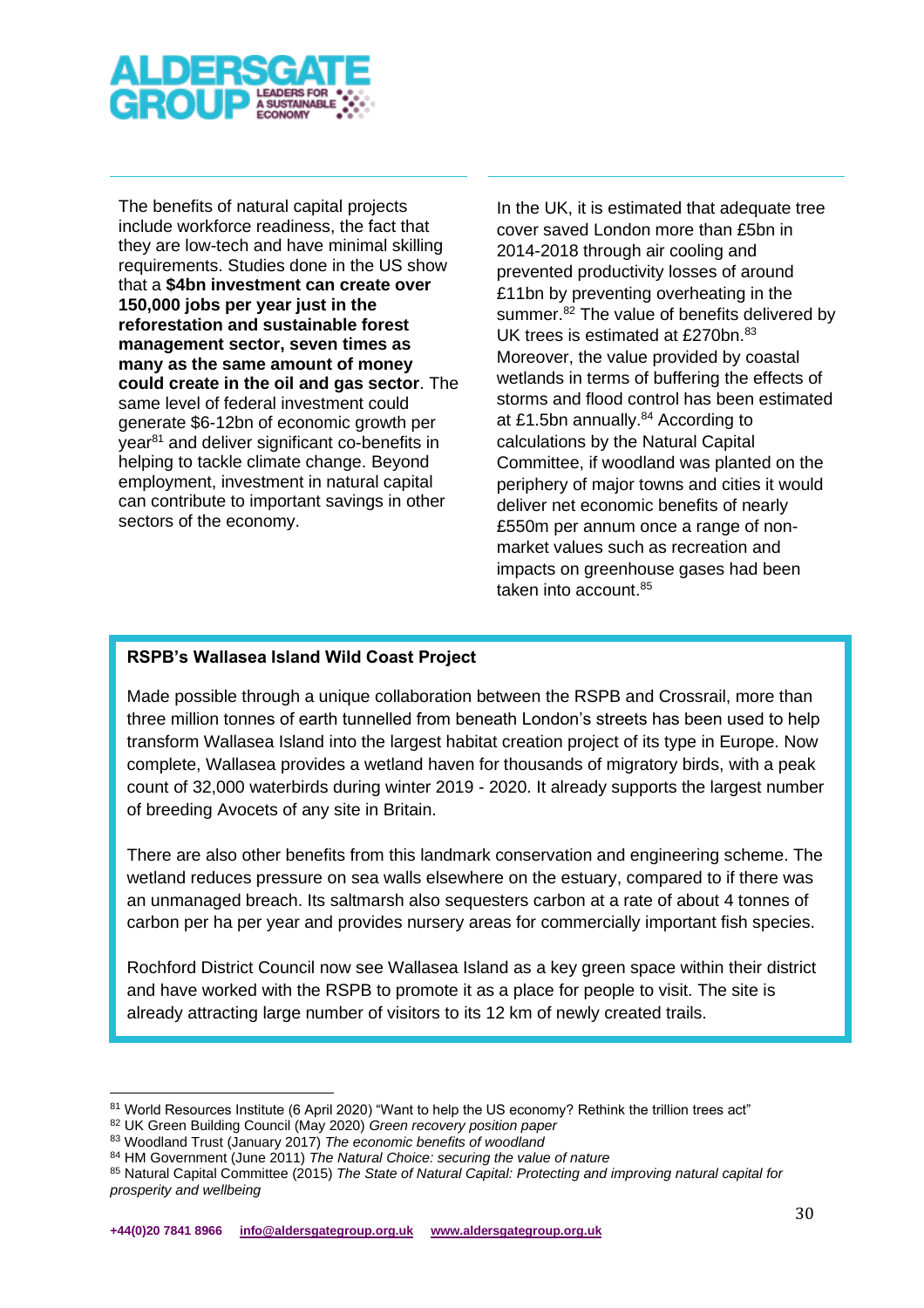The benefits of natural capital projects include workforce readiness, the fact that they are low-tech and have minimal skilling requirements. Studies done in the US show that a **$4bn investment can create over 150,000 jobs per year just in the reforestation and sustainable forest management sector, seven times as many as the same amount of money could create in the oil and gas sector**. The same level of federal investment could generate $6-12bn of economic growth per year[81] and deliver significant co-benefits in helping to tackle climate change. Beyond employment, investment in natural capital can contribute to important savings in other sectors of the economy.

In the UK, it is estimated that adequate tree cover saved London more than £5bn in 2014-2018 through air cooling and prevented productivity losses of around £11bn by preventing overheating in the summer.[82] The value of benefits delivered by UK trees is estimated at £270bn.[83] Moreover, the value provided by coastal wetlands in terms of buffering the effects of storms and flood control has been estimated at £1.5bn annually.[84] According to calculations by the Natural Capital Committee, if woodland was planted on the periphery of major towns and cities it would deliver net economic benefits of nearly £550m per annum once a range of non-market values such as recreation and impacts on greenhouse gases had been taken into account.[85]

**RSPB's Wallasea Island Wild Coast Project**

Made possible through a unique collaboration between the RSPB and Crossrail, more than three million tonnes of earth tunnelled from beneath London's streets has been used to help transform Wallasea Island into the largest habitat creation project of its type in Europe. Now complete, Wallasea provides a wetland haven for thousands of migratory birds, with a peak count of 32,000 waterbirds during winter 2019 - 2020. It already supports the largest number of breeding Avocets of any site in Britain.

There are also other benefits from this landmark conservation and engineering scheme. The wetland reduces pressure on sea walls elsewhere on the estuary, compared to if there was an unmanaged breach. Its saltmarsh also sequesters carbon at a rate of about 4 tonnes of carbon per ha per year and provides nursery areas for commercially important fish species.

Rochford District Council now see Wallasea Island as a key green space within their district and have worked with the RSPB to promote it as a place for people to visit. The site is already attracting large number of visitors to its 12 km of newly created trails.

---

[81] World Resources Institute (6 April 2020) "Want to help the US economy? Rethink the trillion trees act"

[82] UK Green Building Council (May 2020) *Green recovery position paper*

[83] Woodland Trust (January 2017) *The economic benefits of woodland*

[84] HM Government (June 2011) *The Natural Choice: securing the value of nature*

[85] Natural Capital Committee (2015) *The State of Natural Capital: Protecting and improving natural capital for prosperity and wellbeing*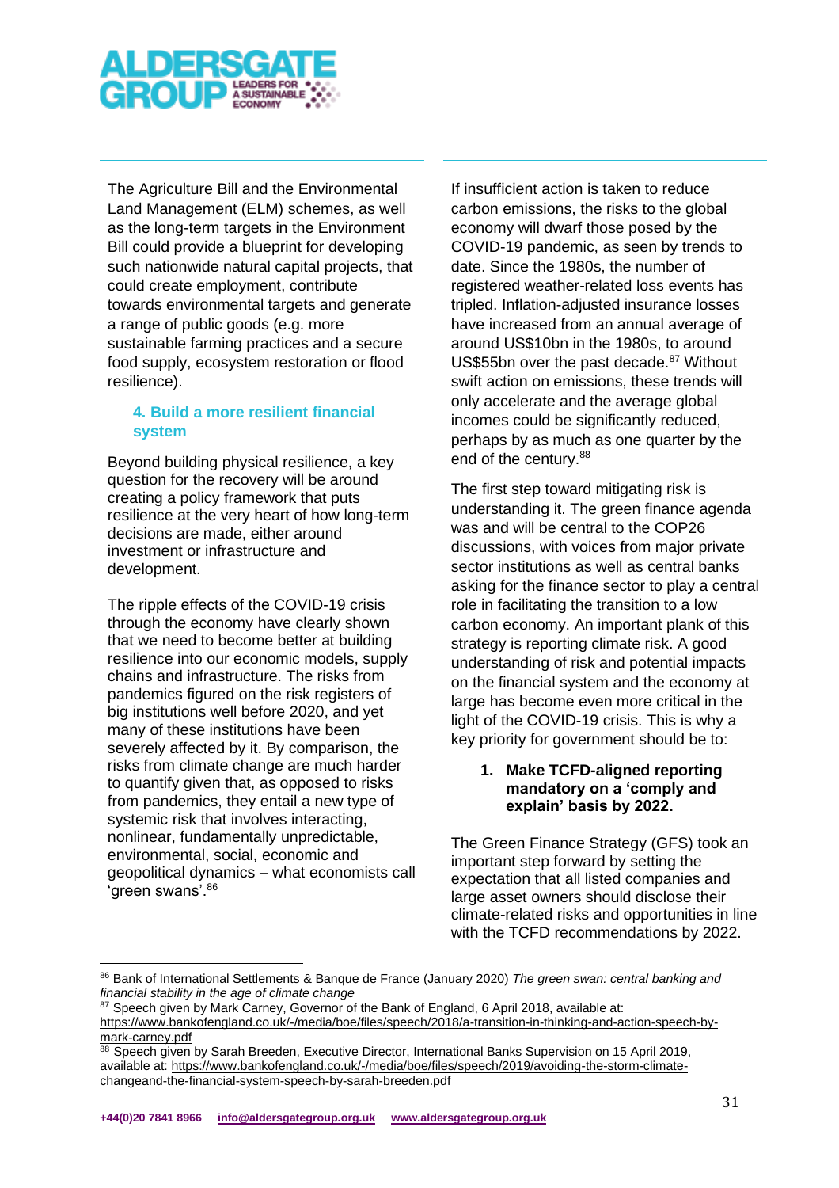The Agriculture Bill and the Environmental Land Management (ELM) schemes, as well as the long-term targets in the Environment Bill could provide a blueprint for developing such nationwide natural capital projects, that could create employment, contribute towards environmental targets and generate a range of public goods (e.g. more sustainable farming practices and a secure food supply, ecosystem restoration or flood resilience).

### 4. Build a more resilient financial system

Beyond building physical resilience, a key question for the recovery will be around creating a policy framework that puts resilience at the very heart of how long-term decisions are made, either around investment or infrastructure and development.

The ripple effects of the COVID-19 crisis through the economy have clearly shown that we need to become better at building resilience into our economic models, supply chains and infrastructure. The risks from pandemics figured on the risk registers of big institutions well before 2020, and yet many of these institutions have been severely affected by it. By comparison, the risks from climate change are much harder to quantify given that, as opposed to risks from pandemics, they entail a new type of systemic risk that involves interacting, nonlinear, fundamentally unpredictable, environmental, social, economic and geopolitical dynamics – what economists call 'green swans'.[86]

If insufficient action is taken to reduce carbon emissions, the risks to the global economy will dwarf those posed by the COVID-19 pandemic, as seen by trends to date. Since the 1980s, the number of registered weather-related loss events has tripled. Inflation-adjusted insurance losses have increased from an annual average of around US$10bn in the 1980s, to around US$55bn over the past decade.[87] Without swift action on emissions, these trends will only accelerate and the average global incomes could be significantly reduced, perhaps by as much as one quarter by the end of the century.[88]

The first step toward mitigating risk is understanding it. The green finance agenda was and will be central to the COP26 discussions, with voices from major private sector institutions as well as central banks asking for the finance sector to play a central role in facilitating the transition to a low carbon economy. An important plank of this strategy is reporting climate risk. A good understanding of risk and potential impacts on the financial system and the economy at large has become even more critical in the light of the COVID-19 crisis. This is why a key priority for government should be to:

1. **Make TCFD-aligned reporting mandatory on a 'comply and explain' basis by 2022.**

The Green Finance Strategy (GFS) took an important step forward by setting the expectation that all listed companies and large asset owners should disclose their climate-related risks and opportunities in line with the TCFD recommendations by 2022.

---

[86] Bank of International Settlements & Banque de France (January 2020) *The green swan: central banking and financial stability in the age of climate change*

[87] Speech given by Mark Carney, Governor of the Bank of England, 6 April 2018, available at: https://www.bankofengland.co.uk/-/media/boe/files/speech/2018/a-transition-in-thinking-and-action-speech-by-mark-carney.pdf

[88] Speech given by Sarah Breeden, Executive Director, International Banks Supervision on 15 April 2019, available at: https://www.bankofengland.co.uk/-/media/boe/files/speech/2019/avoiding-the-storm-climate-changeand-the-financial-system-speech-by-sarah-breeden.pdf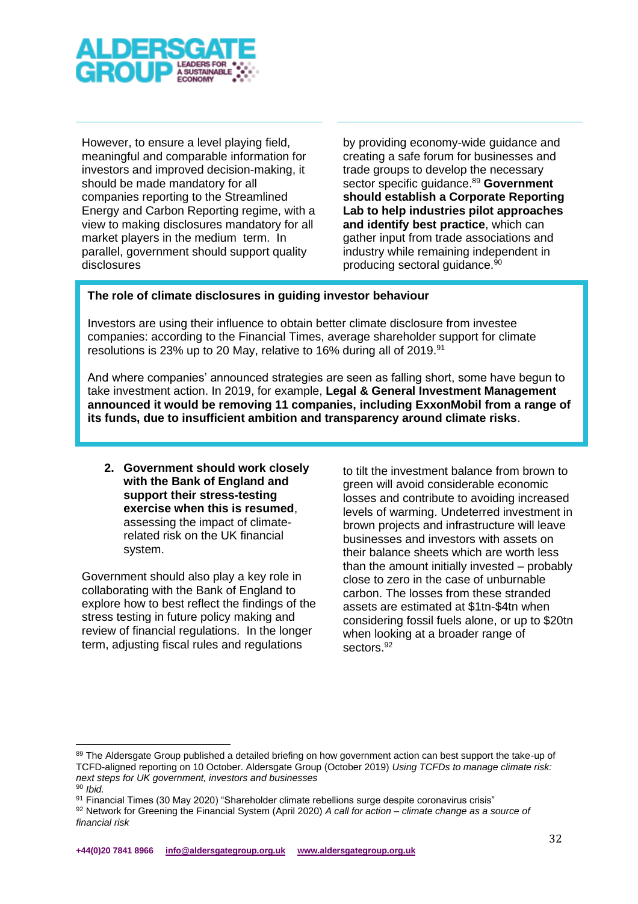However, to ensure a level playing field, meaningful and comparable information for investors and improved decision-making, it should be made mandatory for all companies reporting to the Streamlined Energy and Carbon Reporting regime, with a view to making disclosures mandatory for all market players in the medium term. In parallel, government should support quality disclosures by providing economy-wide guidance and creating a safe forum for businesses and trade groups to develop the necessary sector specific guidance.[89] **Government should establish a Corporate Reporting Lab to help industries pilot approaches and identify best practice**, which can gather input from trade associations and industry while remaining independent in producing sectoral guidance.[90]

**The role of climate disclosures in guiding investor behaviour**

Investors are using their influence to obtain better climate disclosure from investee companies: according to the Financial Times, average shareholder support for climate resolutions is 23% up to 20 May, relative to 16% during all of 2019.[91]

And where companies' announced strategies are seen as falling short, some have begun to take investment action. In 2019, for example, **Legal & General Investment Management announced it would be removing 11 companies, including ExxonMobil from a range of its funds, due to insufficient ambition and transparency around climate risks**.

2. **Government should work closely with the Bank of England and support their stress-testing exercise when this is resumed**, assessing the impact of climate-related risk on the UK financial system.

Government should also play a key role in collaborating with the Bank of England to explore how to best reflect the findings of the stress testing in future policy making and review of financial regulations. In the longer term, adjusting fiscal rules and regulations to tilt the investment balance from brown to green will avoid considerable economic losses and contribute to avoiding increased levels of warming. Undeterred investment in brown projects and infrastructure will leave businesses and investors with assets on their balance sheets which are worth less than the amount initially invested – probably close to zero in the case of unburnable carbon. The losses from these stranded assets are estimated at \$1tn-\$4tn when considering fossil fuels alone, or up to \$20tn when looking at a broader range of sectors.[92]

---

[89] The Aldersgate Group published a detailed briefing on how government action can best support the take-up of TCFD-aligned reporting on 10 October. Aldersgate Group (October 2019) *Using TCFDs to manage climate risk: next steps for UK government, investors and businesses*

[90] *Ibid.*

[91] Financial Times (30 May 2020) "Shareholder climate rebellions surge despite coronavirus crisis"

[92] Network for Greening the Financial System (April 2020) *A call for action – climate change as a source of financial risk*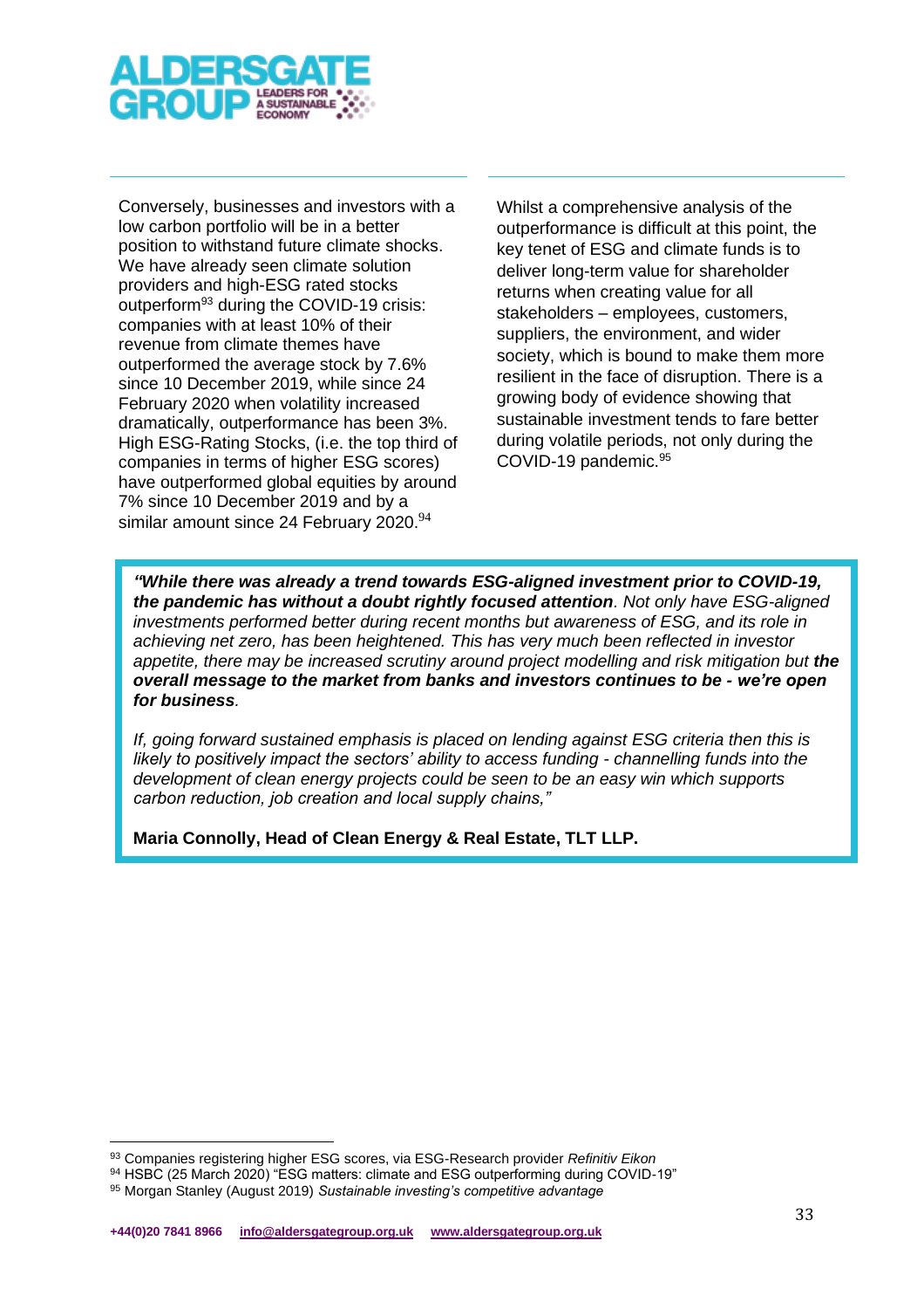Conversely, businesses and investors with a low carbon portfolio will be in a better position to withstand future climate shocks. We have already seen climate solution providers and high-ESG rated stocks outperform[93] during the COVID-19 crisis: companies with at least 10% of their revenue from climate themes have outperformed the average stock by 7.6% since 10 December 2019, while since 24 February 2020 when volatility increased dramatically, outperformance has been 3%. High ESG-Rating Stocks, (i.e. the top third of companies in terms of higher ESG scores) have outperformed global equities by around 7% since 10 December 2019 and by a similar amount since 24 February 2020.[94]

Whilst a comprehensive analysis of the outperformance is difficult at this point, the key tenet of ESG and climate funds is to deliver long-term value for shareholder returns when creating value for all stakeholders – employees, customers, suppliers, the environment, and wider society, which is bound to make them more resilient in the face of disruption. There is a growing body of evidence showing that sustainable investment tends to fare better during volatile periods, not only during the COVID-19 pandemic.[95]

> ***"While there was already a trend towards ESG-aligned investment prior to COVID-19, the pandemic has without a doubt rightly focused attention****. Not only have ESG-aligned investments performed better during recent months but awareness of ESG, and its role in achieving net zero, has been heightened. This has very much been reflected in investor appetite, there may be increased scrutiny around project modelling and risk mitigation but* ***the overall message to the market from banks and investors continues to be - we're open for business****.*
>
> *If, going forward sustained emphasis is placed on lending against ESG criteria then this is likely to positively impact the sectors' ability to access funding - channelling funds into the development of clean energy projects could be seen to be an easy win which supports carbon reduction, job creation and local supply chains,"*
>
> **Maria Connolly, Head of Clean Energy & Real Estate, TLT LLP.**

---

[93] Companies registering higher ESG scores, via ESG-Research provider *Refinitiv Eikon*

[94] HSBC (25 March 2020) "ESG matters: climate and ESG outperforming during COVID-19"

[95] Morgan Stanley (August 2019) *Sustainable investing's competitive advantage*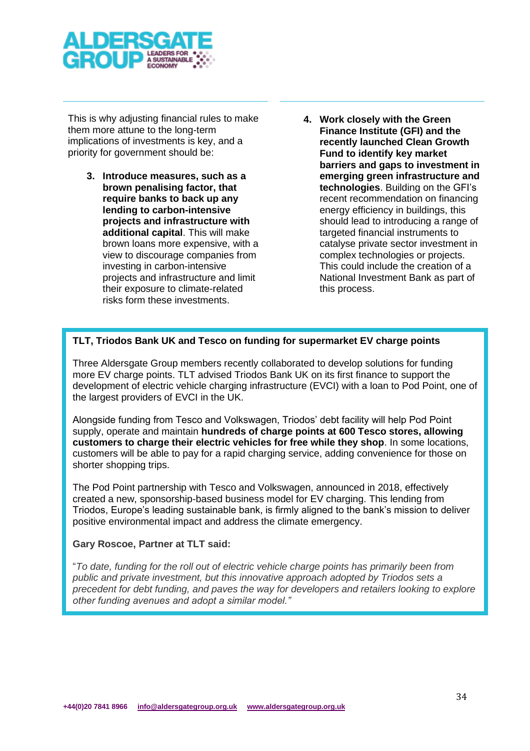This is why adjusting financial rules to make them more attune to the long-term implications of investments is key, and a priority for government should be:

3. **Introduce measures, such as a brown penalising factor, that require banks to back up any lending to carbon-intensive projects and infrastructure with additional capital**. This will make brown loans more expensive, with a view to discourage companies from investing in carbon-intensive projects and infrastructure and limit their exposure to climate-related risks form these investments.

4. **Work closely with the Green Finance Institute (GFI) and the recently launched Clean Growth Fund to identify key market barriers and gaps to investment in emerging green infrastructure and technologies**. Building on the GFI's recent recommendation on financing energy efficiency in buildings, this should lead to introducing a range of targeted financial instruments to catalyse private sector investment in complex technologies or projects. This could include the creation of a National Investment Bank as part of this process.

**TLT, Triodos Bank UK and Tesco on funding for supermarket EV charge points**

Three Aldersgate Group members recently collaborated to develop solutions for funding more EV charge points. TLT advised Triodos Bank UK on its first finance to support the development of electric vehicle charging infrastructure (EVCI) with a loan to Pod Point, one of the largest providers of EVCI in the UK.

Alongside funding from Tesco and Volkswagen, Triodos' debt facility will help Pod Point supply, operate and maintain **hundreds of charge points at 600 Tesco stores, allowing customers to charge their electric vehicles for free while they shop**. In some locations, customers will be able to pay for a rapid charging service, adding convenience for those on shorter shopping trips.

The Pod Point partnership with Tesco and Volkswagen, announced in 2018, effectively created a new, sponsorship-based business model for EV charging. This lending from Triodos, Europe's leading sustainable bank, is firmly aligned to the bank's mission to deliver positive environmental impact and address the climate emergency.

**Gary Roscoe, Partner at TLT said:**

"*To date, funding for the roll out of electric vehicle charge points has primarily been from public and private investment, but this innovative approach adopted by Triodos sets a precedent for debt funding, and paves the way for developers and retailers looking to explore other funding avenues and adopt a similar model.*"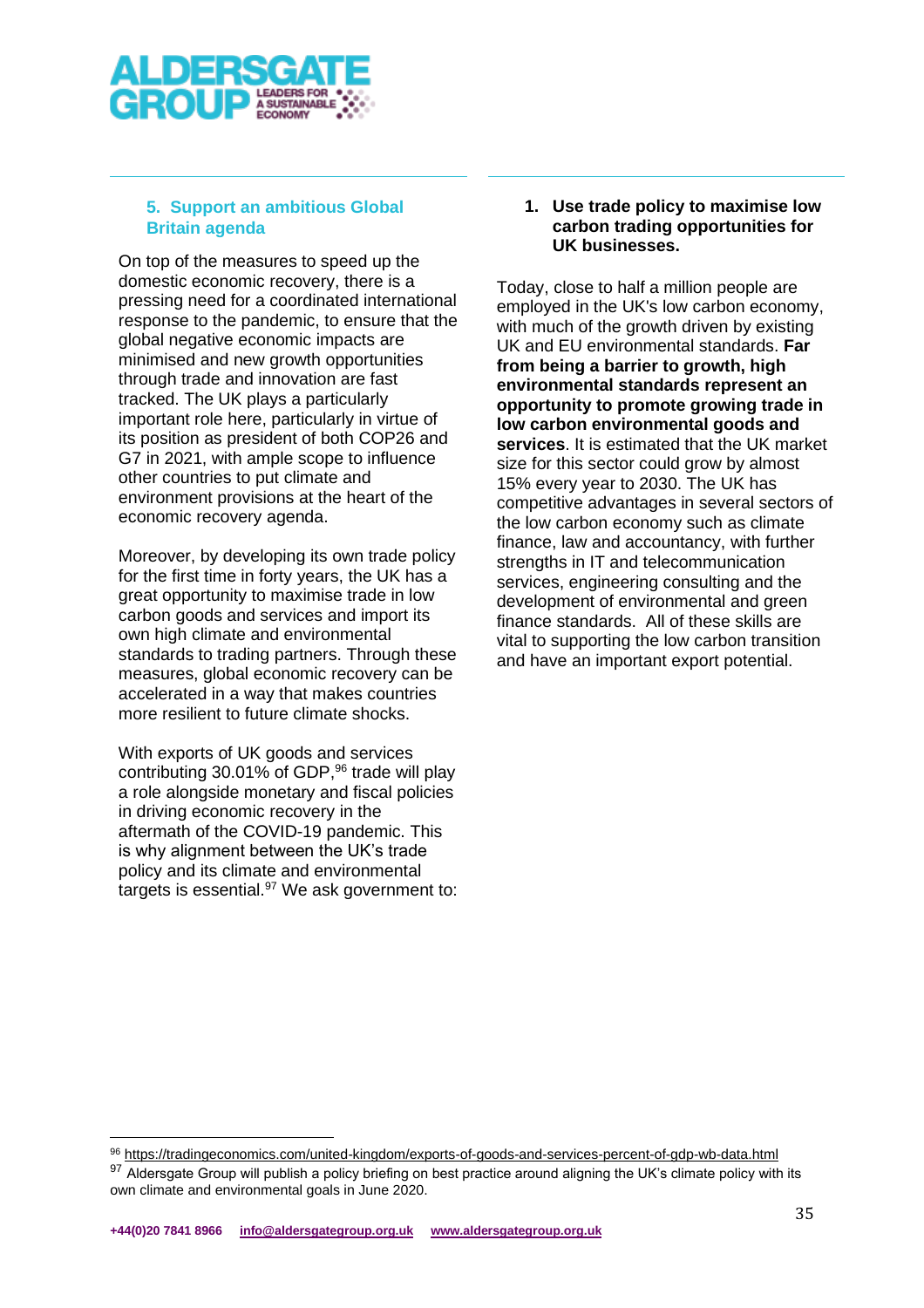## 5. Support an ambitious Global Britain agenda

On top of the measures to speed up the domestic economic recovery, there is a pressing need for a coordinated international response to the pandemic, to ensure that the global negative economic impacts are minimised and new growth opportunities through trade and innovation are fast tracked. The UK plays a particularly important role here, particularly in virtue of its position as president of both COP26 and G7 in 2021, with ample scope to influence other countries to put climate and environment provisions at the heart of the economic recovery agenda.

Moreover, by developing its own trade policy for the first time in forty years, the UK has a great opportunity to maximise trade in low carbon goods and services and import its own high climate and environmental standards to trading partners. Through these measures, global economic recovery can be accelerated in a way that makes countries more resilient to future climate shocks.

With exports of UK goods and services contributing 30.01% of GDP,[96] trade will play a role alongside monetary and fiscal policies in driving economic recovery in the aftermath of the COVID-19 pandemic. This is why alignment between the UK's trade policy and its climate and environmental targets is essential.[97] We ask government to:

### 1. Use trade policy to maximise low carbon trading opportunities for UK businesses.

Today, close to half a million people are employed in the UK's low carbon economy, with much of the growth driven by existing UK and EU environmental standards. **Far from being a barrier to growth, high environmental standards represent an opportunity to promote growing trade in low carbon environmental goods and services**. It is estimated that the UK market size for this sector could grow by almost 15% every year to 2030. The UK has competitive advantages in several sectors of the low carbon economy such as climate finance, law and accountancy, with further strengths in IT and telecommunication services, engineering consulting and the development of environmental and green finance standards. All of these skills are vital to supporting the low carbon transition and have an important export potential.

---

[96] https://tradingeconomics.com/united-kingdom/exports-of-goods-and-services-percent-of-gdp-wb-data.html

[97] Aldersgate Group will publish a policy briefing on best practice around aligning the UK's climate policy with its own climate and environmental goals in June 2020.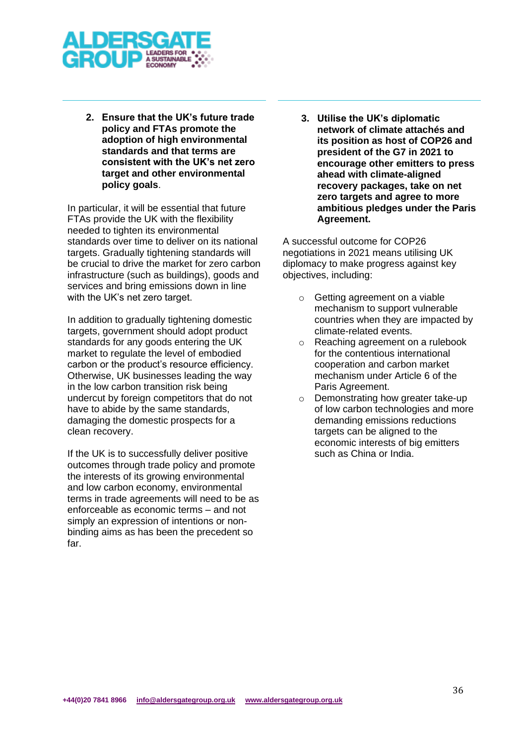2. **Ensure that the UK's future trade policy and FTAs promote the adoption of high environmental standards and that terms are consistent with the UK's net zero target and other environmental policy goals**.

In particular, it will be essential that future FTAs provide the UK with the flexibility needed to tighten its environmental standards over time to deliver on its national targets. Gradually tightening standards will be crucial to drive the market for zero carbon infrastructure (such as buildings), goods and services and bring emissions down in line with the UK's net zero target.

In addition to gradually tightening domestic targets, government should adopt product standards for any goods entering the UK market to regulate the level of embodied carbon or the product's resource efficiency. Otherwise, UK businesses leading the way in the low carbon transition risk being undercut by foreign competitors that do not have to abide by the same standards, damaging the domestic prospects for a clean recovery.

If the UK is to successfully deliver positive outcomes through trade policy and promote the interests of its growing environmental and low carbon economy, environmental terms in trade agreements will need to be as enforceable as economic terms – and not simply an expression of intentions or non-binding aims as has been the precedent so far.

3. **Utilise the UK's diplomatic network of climate attachés and its position as host of COP26 and president of the G7 in 2021 to encourage other emitters to press ahead with climate-aligned recovery packages, take on net zero targets and agree to more ambitious pledges under the Paris Agreement.**

A successful outcome for COP26 negotiations in 2021 means utilising UK diplomacy to make progress against key objectives, including:

- Getting agreement on a viable mechanism to support vulnerable countries when they are impacted by climate-related events.
- Reaching agreement on a rulebook for the contentious international cooperation and carbon market mechanism under Article 6 of the Paris Agreement.
- Demonstrating how greater take-up of low carbon technologies and more demanding emissions reductions targets can be aligned to the economic interests of big emitters such as China or India.